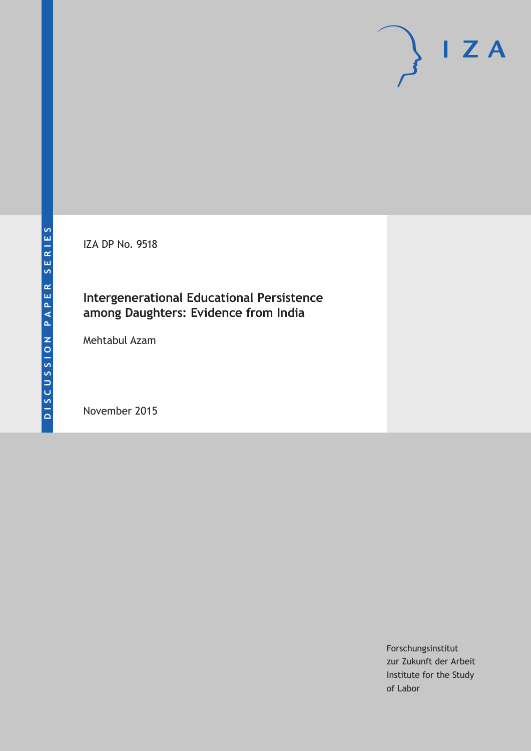IZA DP No. 9518

# Intergenerational Educational Persistence among Daughters: Evidence from India

Mehtabul Azam

November 2015

Forschungsinstitut
zur Zukunft der Arbeit
Institute for the Study
of Labor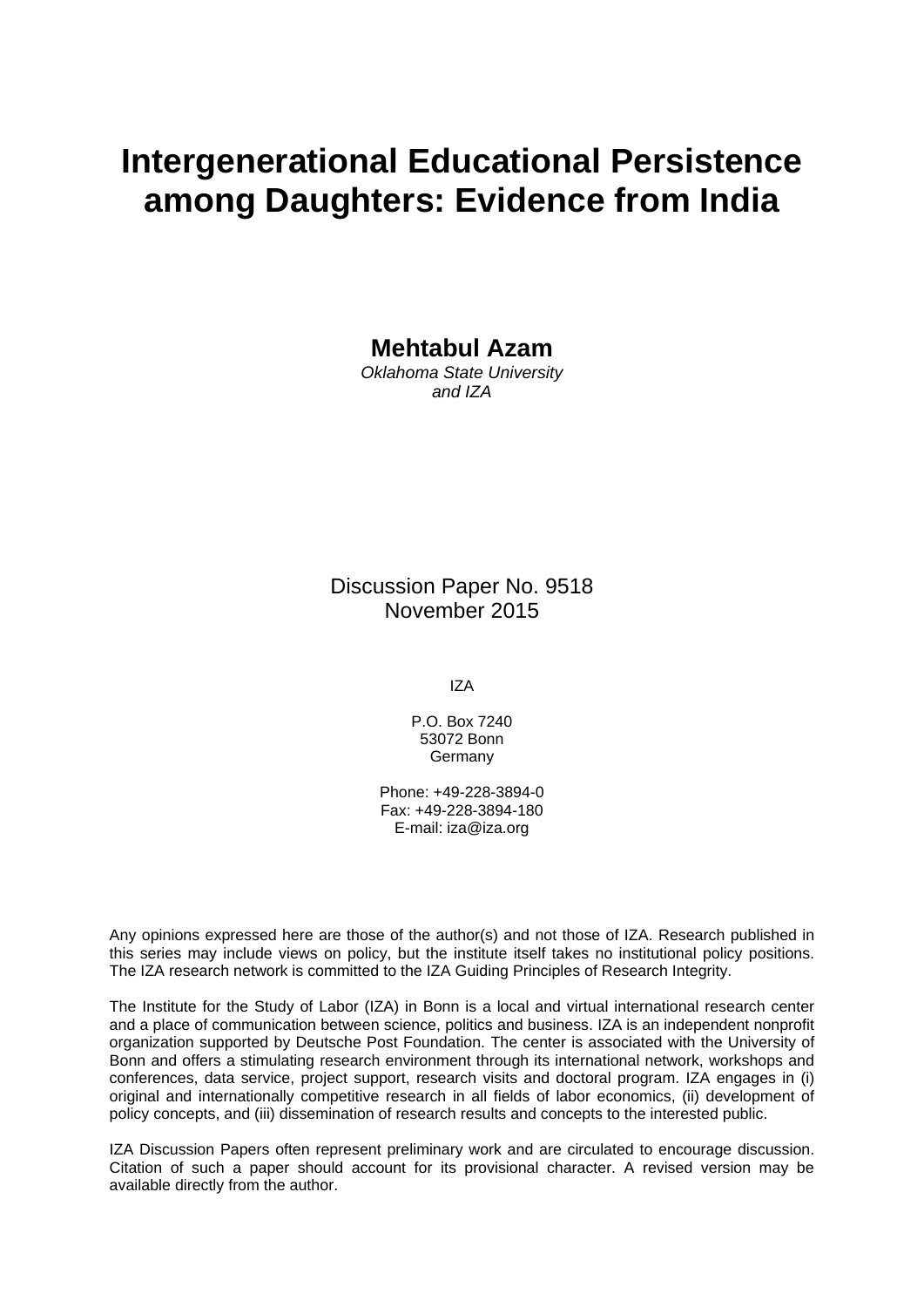# Intergenerational Educational Persistence among Daughters: Evidence from India

**Mehtabul Azam**
*Oklahoma State University and IZA*

Discussion Paper No. 9518
November 2015

IZA

P.O. Box 7240
53072 Bonn
Germany

Phone: +49-228-3894-0
Fax: +49-228-3894-180
E-mail: iza@iza.org

Any opinions expressed here are those of the author(s) and not those of IZA. Research published in this series may include views on policy, but the institute itself takes no institutional policy positions. The IZA research network is committed to the IZA Guiding Principles of Research Integrity.

The Institute for the Study of Labor (IZA) in Bonn is a local and virtual international research center and a place of communication between science, politics and business. IZA is an independent nonprofit organization supported by Deutsche Post Foundation. The center is associated with the University of Bonn and offers a stimulating research environment through its international network, workshops and conferences, data service, project support, research visits and doctoral program. IZA engages in (i) original and internationally competitive research in all fields of labor economics, (ii) development of policy concepts, and (iii) dissemination of research results and concepts to the interested public.

IZA Discussion Papers often represent preliminary work and are circulated to encourage discussion. Citation of such a paper should account for its provisional character. A revised version may be available directly from the author.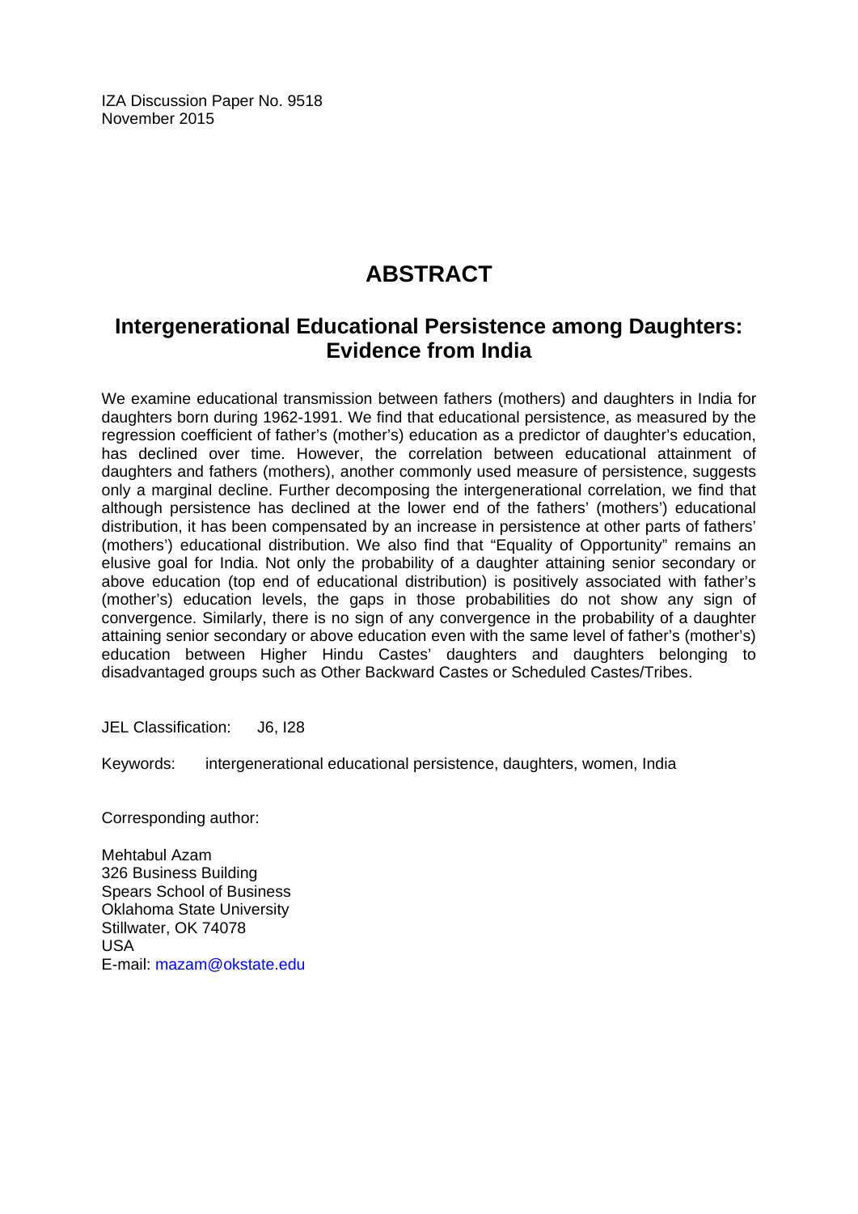IZA Discussion Paper No. 9518
November 2015

# ABSTRACT

## Intergenerational Educational Persistence among Daughters: Evidence from India

We examine educational transmission between fathers (mothers) and daughters in India for daughters born during 1962-1991. We find that educational persistence, as measured by the regression coefficient of father's (mother's) education as a predictor of daughter's education, has declined over time. However, the correlation between educational attainment of daughters and fathers (mothers), another commonly used measure of persistence, suggests only a marginal decline. Further decomposing the intergenerational correlation, we find that although persistence has declined at the lower end of the fathers' (mothers') educational distribution, it has been compensated by an increase in persistence at other parts of fathers' (mothers') educational distribution. We also find that "Equality of Opportunity" remains an elusive goal for India. Not only the probability of a daughter attaining senior secondary or above education (top end of educational distribution) is positively associated with father's (mother's) education levels, the gaps in those probabilities do not show any sign of convergence. Similarly, there is no sign of any convergence in the probability of a daughter attaining senior secondary or above education even with the same level of father's (mother's) education between Higher Hindu Castes' daughters and daughters belonging to disadvantaged groups such as Other Backward Castes or Scheduled Castes/Tribes.

JEL Classification: J6, I28

Keywords: intergenerational educational persistence, daughters, women, India

Corresponding author:

Mehtabul Azam
326 Business Building
Spears School of Business
Oklahoma State University
Stillwater, OK 74078
USA
E-mail: mazam@okstate.edu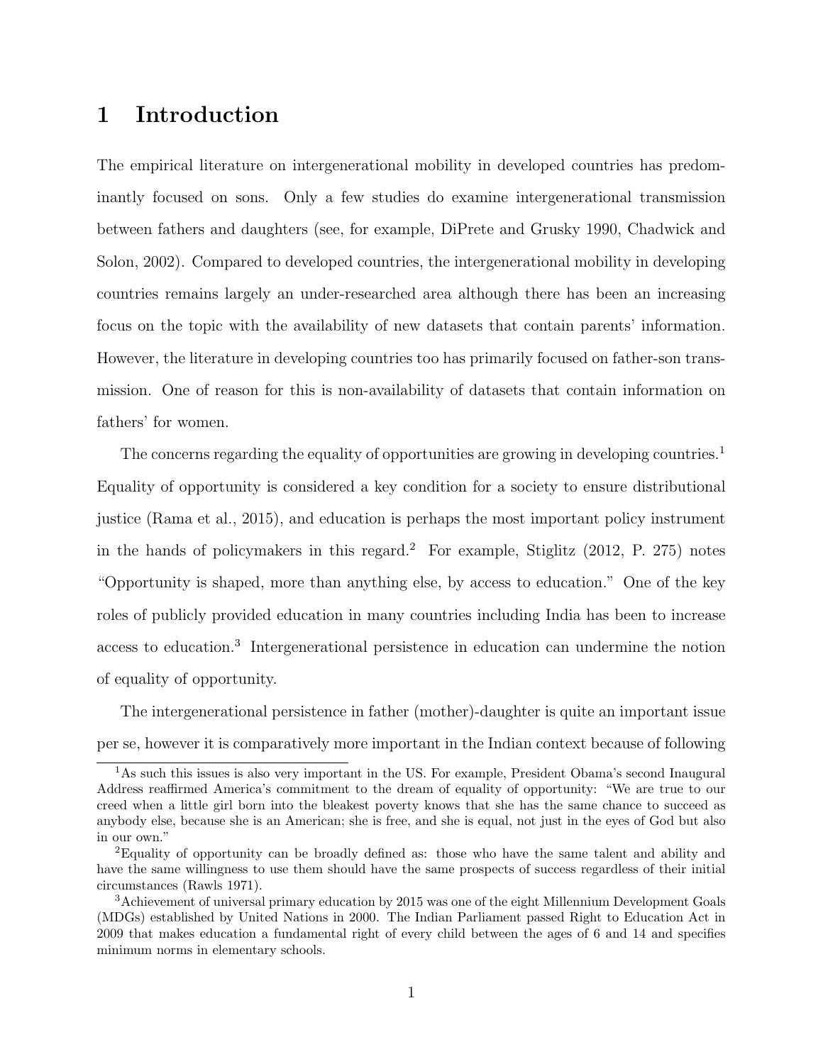# 1 Introduction

The empirical literature on intergenerational mobility in developed countries has predominantly focused on sons. Only a few studies do examine intergenerational transmission between fathers and daughters (see, for example, DiPrete and Grusky 1990, Chadwick and Solon, 2002). Compared to developed countries, the intergenerational mobility in developing countries remains largely an under-researched area although there has been an increasing focus on the topic with the availability of new datasets that contain parents' information. However, the literature in developing countries too has primarily focused on father-son transmission. One of reason for this is non-availability of datasets that contain information on fathers' for women.

The concerns regarding the equality of opportunities are growing in developing countries.[1] Equality of opportunity is considered a key condition for a society to ensure distributional justice (Rama et al., 2015), and education is perhaps the most important policy instrument in the hands of policymakers in this regard.[2] For example, Stiglitz (2012, P. 275) notes "Opportunity is shaped, more than anything else, by access to education." One of the key roles of publicly provided education in many countries including India has been to increase access to education.[3] Intergenerational persistence in education can undermine the notion of equality of opportunity.

The intergenerational persistence in father (mother)-daughter is quite an important issue per se, however it is comparatively more important in the Indian context because of following

[1] As such this issues is also very important in the US. For example, President Obama's second Inaugural Address reaffirmed America's commitment to the dream of equality of opportunity: "We are true to our creed when a little girl born into the bleakest poverty knows that she has the same chance to succeed as anybody else, because she is an American; she is free, and she is equal, not just in the eyes of God but also in our own."

[2] Equality of opportunity can be broadly defined as: those who have the same talent and ability and have the same willingness to use them should have the same prospects of success regardless of their initial circumstances (Rawls 1971).

[3] Achievement of universal primary education by 2015 was one of the eight Millennium Development Goals (MDGs) established by United Nations in 2000. The Indian Parliament passed Right to Education Act in 2009 that makes education a fundamental right of every child between the ages of 6 and 14 and specifies minimum norms in elementary schools.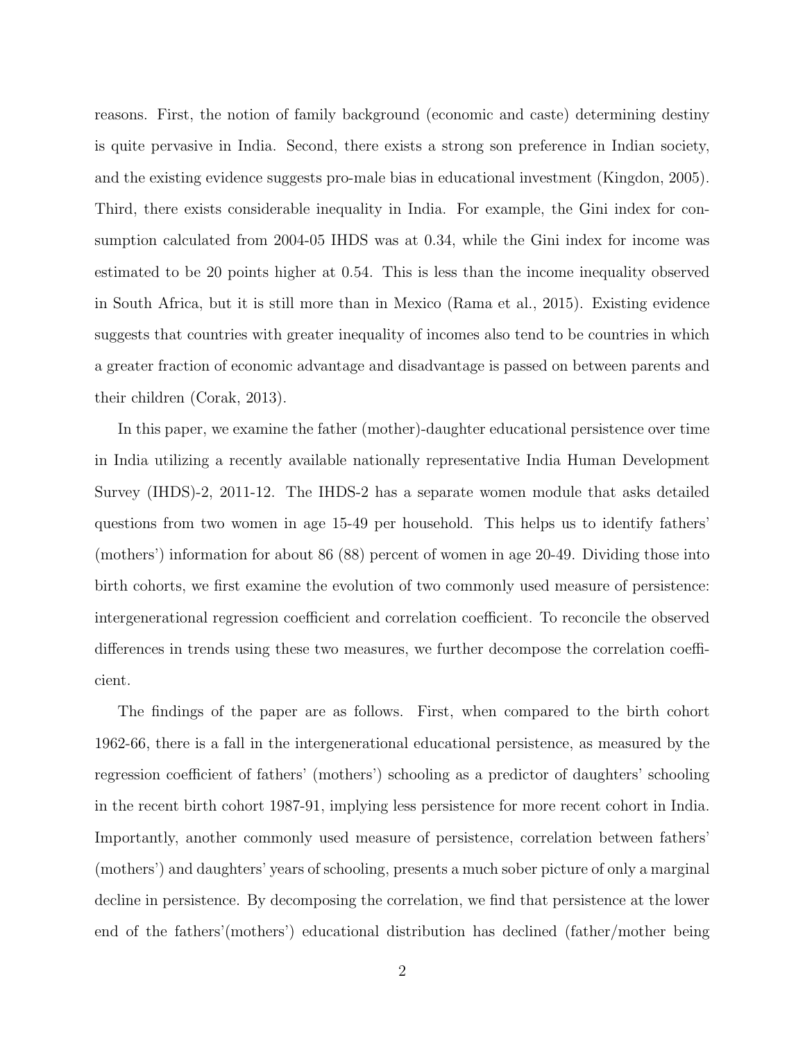reasons. First, the notion of family background (economic and caste) determining destiny is quite pervasive in India. Second, there exists a strong son preference in Indian society, and the existing evidence suggests pro-male bias in educational investment (Kingdon, 2005). Third, there exists considerable inequality in India. For example, the Gini index for consumption calculated from 2004-05 IHDS was at 0.34, while the Gini index for income was estimated to be 20 points higher at 0.54. This is less than the income inequality observed in South Africa, but it is still more than in Mexico (Rama et al., 2015). Existing evidence suggests that countries with greater inequality of incomes also tend to be countries in which a greater fraction of economic advantage and disadvantage is passed on between parents and their children (Corak, 2013).

In this paper, we examine the father (mother)-daughter educational persistence over time in India utilizing a recently available nationally representative India Human Development Survey (IHDS)-2, 2011-12. The IHDS-2 has a separate women module that asks detailed questions from two women in age 15-49 per household. This helps us to identify fathers' (mothers') information for about 86 (88) percent of women in age 20-49. Dividing those into birth cohorts, we first examine the evolution of two commonly used measure of persistence: intergenerational regression coefficient and correlation coefficient. To reconcile the observed differences in trends using these two measures, we further decompose the correlation coefficient.

The findings of the paper are as follows. First, when compared to the birth cohort 1962-66, there is a fall in the intergenerational educational persistence, as measured by the regression coefficient of fathers' (mothers') schooling as a predictor of daughters' schooling in the recent birth cohort 1987-91, implying less persistence for more recent cohort in India. Importantly, another commonly used measure of persistence, correlation between fathers' (mothers') and daughters' years of schooling, presents a much sober picture of only a marginal decline in persistence. By decomposing the correlation, we find that persistence at the lower end of the fathers'(mothers') educational distribution has declined (father/mother being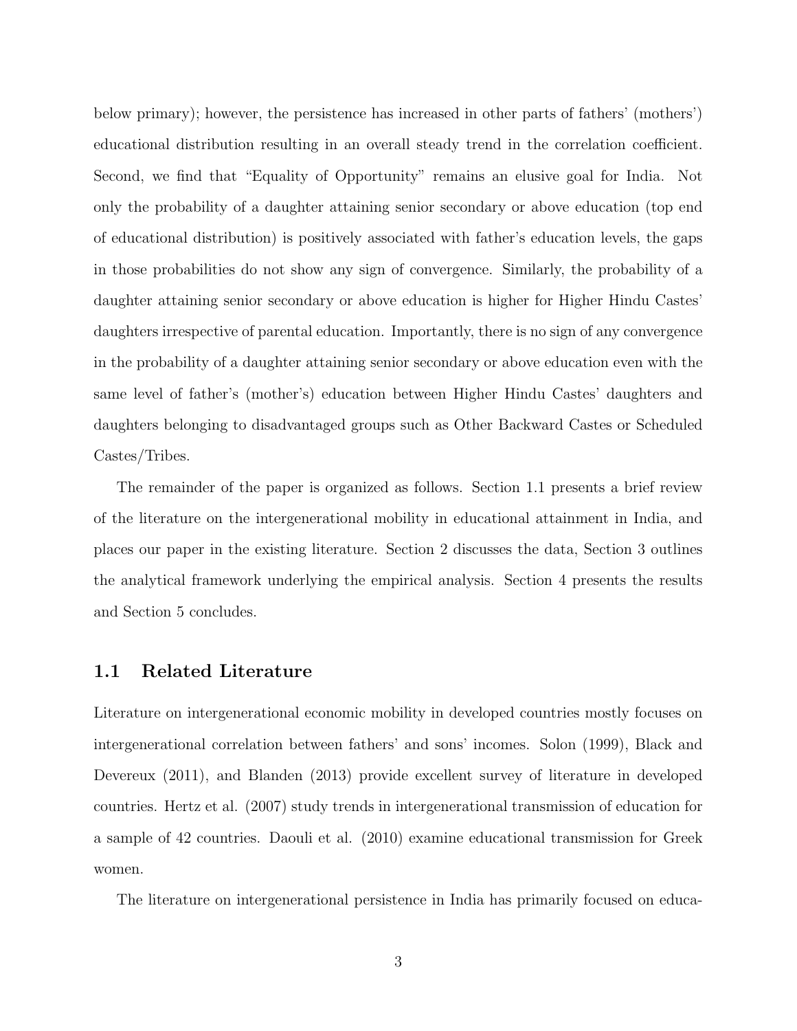below primary); however, the persistence has increased in other parts of fathers' (mothers') educational distribution resulting in an overall steady trend in the correlation coefficient. Second, we find that "Equality of Opportunity" remains an elusive goal for India. Not only the probability of a daughter attaining senior secondary or above education (top end of educational distribution) is positively associated with father's education levels, the gaps in those probabilities do not show any sign of convergence. Similarly, the probability of a daughter attaining senior secondary or above education is higher for Higher Hindu Castes' daughters irrespective of parental education. Importantly, there is no sign of any convergence in the probability of a daughter attaining senior secondary or above education even with the same level of father's (mother's) education between Higher Hindu Castes' daughters and daughters belonging to disadvantaged groups such as Other Backward Castes or Scheduled Castes/Tribes.

The remainder of the paper is organized as follows. Section 1.1 presents a brief review of the literature on the intergenerational mobility in educational attainment in India, and places our paper in the existing literature. Section 2 discusses the data, Section 3 outlines the analytical framework underlying the empirical analysis. Section 4 presents the results and Section 5 concludes.

## 1.1 Related Literature

Literature on intergenerational economic mobility in developed countries mostly focuses on intergenerational correlation between fathers' and sons' incomes. Solon (1999), Black and Devereux (2011), and Blanden (2013) provide excellent survey of literature in developed countries. Hertz et al. (2007) study trends in intergenerational transmission of education for a sample of 42 countries. Daouli et al. (2010) examine educational transmission for Greek women.

The literature on intergenerational persistence in India has primarily focused on educa-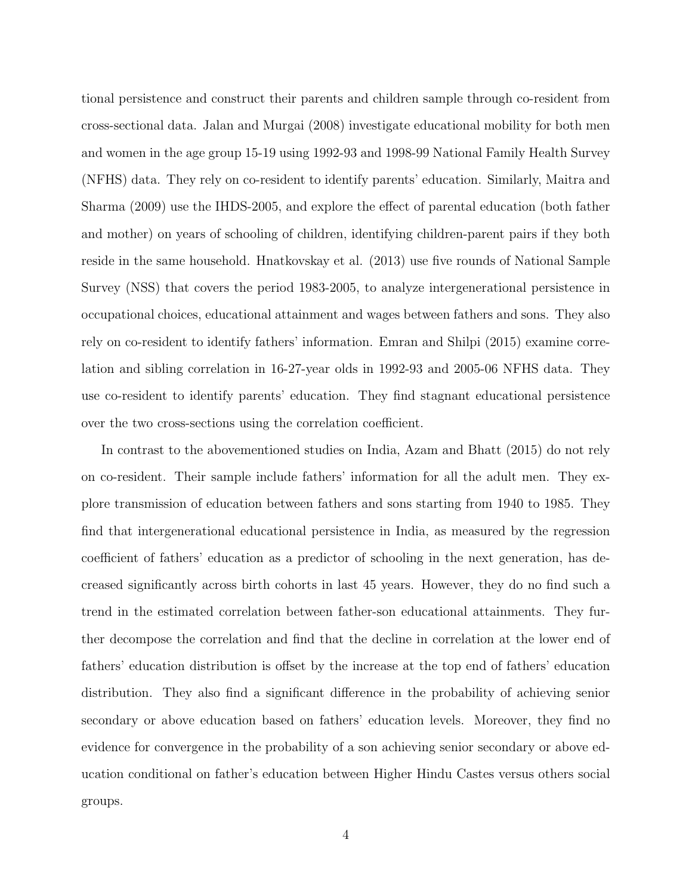tional persistence and construct their parents and children sample through co-resident from cross-sectional data. Jalan and Murgai (2008) investigate educational mobility for both men and women in the age group 15-19 using 1992-93 and 1998-99 National Family Health Survey (NFHS) data. They rely on co-resident to identify parents' education. Similarly, Maitra and Sharma (2009) use the IHDS-2005, and explore the effect of parental education (both father and mother) on years of schooling of children, identifying children-parent pairs if they both reside in the same household. Hnatkovskay et al. (2013) use five rounds of National Sample Survey (NSS) that covers the period 1983-2005, to analyze intergenerational persistence in occupational choices, educational attainment and wages between fathers and sons. They also rely on co-resident to identify fathers' information. Emran and Shilpi (2015) examine correlation and sibling correlation in 16-27-year olds in 1992-93 and 2005-06 NFHS data. They use co-resident to identify parents' education. They find stagnant educational persistence over the two cross-sections using the correlation coefficient.

In contrast to the abovementioned studies on India, Azam and Bhatt (2015) do not rely on co-resident. Their sample include fathers' information for all the adult men. They explore transmission of education between fathers and sons starting from 1940 to 1985. They find that intergenerational educational persistence in India, as measured by the regression coefficient of fathers' education as a predictor of schooling in the next generation, has decreased significantly across birth cohorts in last 45 years. However, they do no find such a trend in the estimated correlation between father-son educational attainments. They further decompose the correlation and find that the decline in correlation at the lower end of fathers' education distribution is offset by the increase at the top end of fathers' education distribution. They also find a significant difference in the probability of achieving senior secondary or above education based on fathers' education levels. Moreover, they find no evidence for convergence in the probability of a son achieving senior secondary or above education conditional on father's education between Higher Hindu Castes versus others social groups.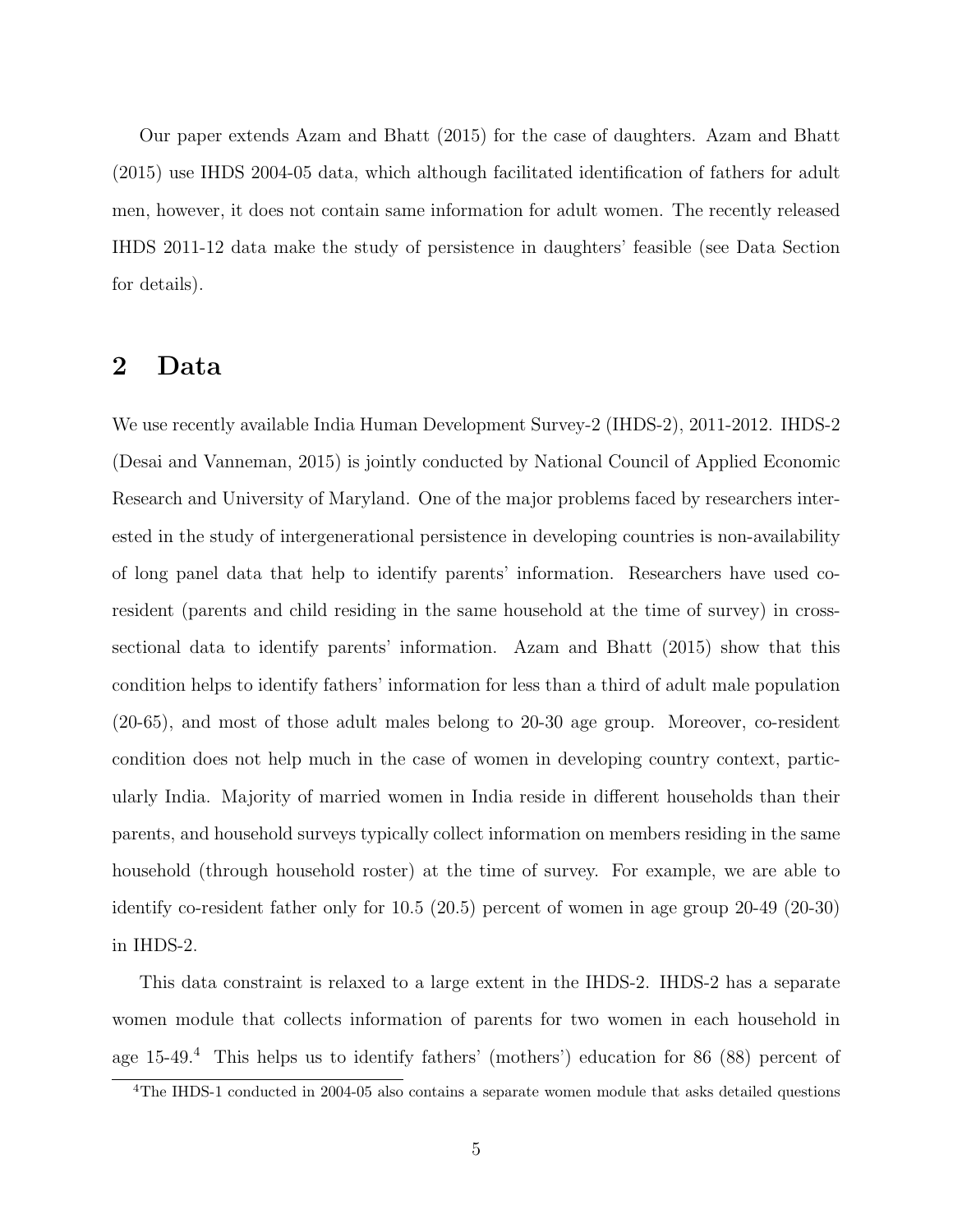Our paper extends Azam and Bhatt (2015) for the case of daughters. Azam and Bhatt (2015) use IHDS 2004-05 data, which although facilitated identification of fathers for adult men, however, it does not contain same information for adult women. The recently released IHDS 2011-12 data make the study of persistence in daughters' feasible (see Data Section for details).

## 2 Data

We use recently available India Human Development Survey-2 (IHDS-2), 2011-2012. IHDS-2 (Desai and Vanneman, 2015) is jointly conducted by National Council of Applied Economic Research and University of Maryland. One of the major problems faced by researchers interested in the study of intergenerational persistence in developing countries is non-availability of long panel data that help to identify parents' information. Researchers have used co-resident (parents and child residing in the same household at the time of survey) in cross-sectional data to identify parents' information. Azam and Bhatt (2015) show that this condition helps to identify fathers' information for less than a third of adult male population (20-65), and most of those adult males belong to 20-30 age group. Moreover, co-resident condition does not help much in the case of women in developing country context, particularly India. Majority of married women in India reside in different households than their parents, and household surveys typically collect information on members residing in the same household (through household roster) at the time of survey. For example, we are able to identify co-resident father only for 10.5 (20.5) percent of women in age group 20-49 (20-30) in IHDS-2.

This data constraint is relaxed to a large extent in the IHDS-2. IHDS-2 has a separate women module that collects information of parents for two women in each household in age 15-49.[4] This helps us to identify fathers' (mothers') education for 86 (88) percent of

[4] The IHDS-1 conducted in 2004-05 also contains a separate women module that asks detailed questions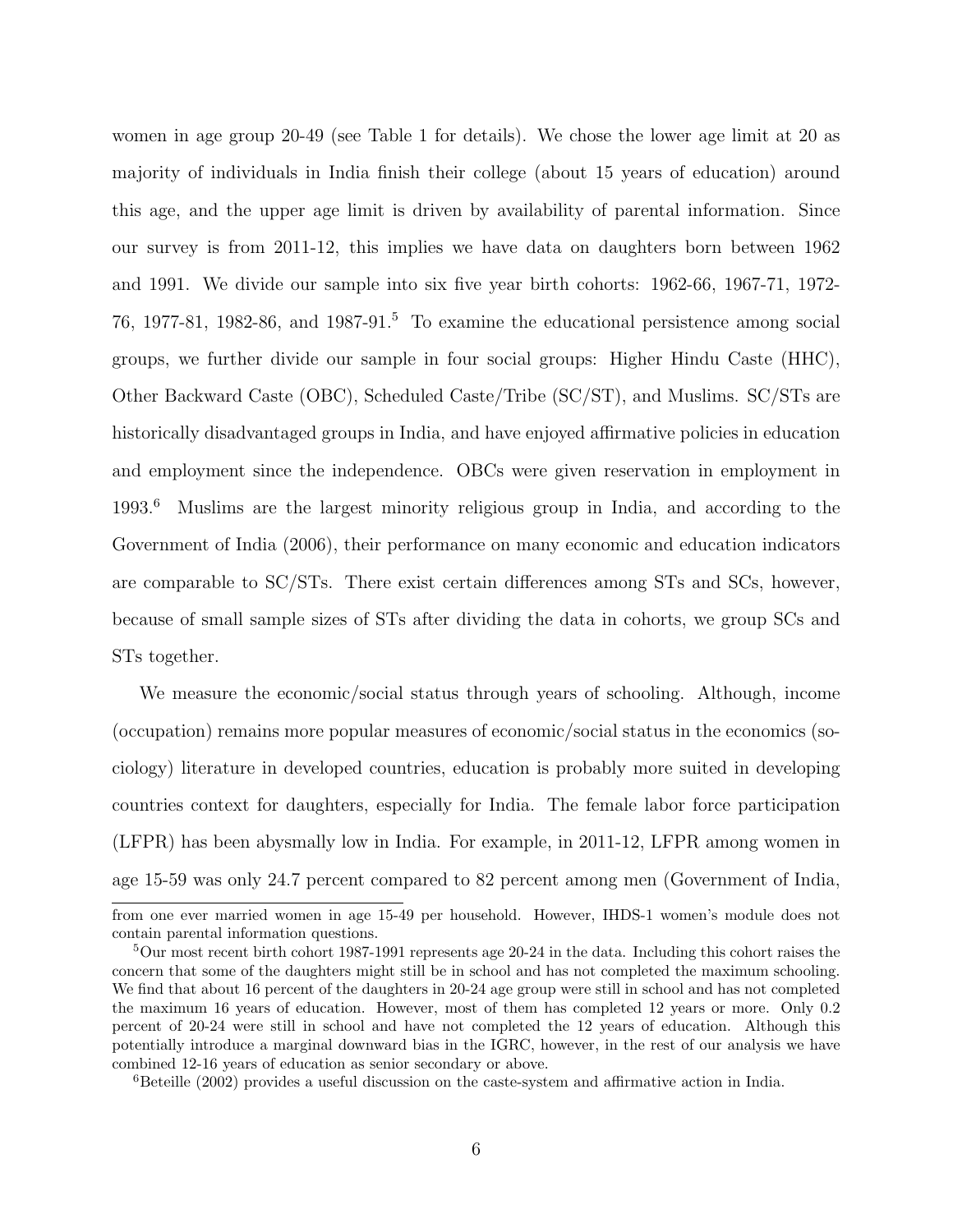women in age group 20-49 (see Table 1 for details). We chose the lower age limit at 20 as majority of individuals in India finish their college (about 15 years of education) around this age, and the upper age limit is driven by availability of parental information. Since our survey is from 2011-12, this implies we have data on daughters born between 1962 and 1991. We divide our sample into six five year birth cohorts: 1962-66, 1967-71, 1972-76, 1977-81, 1982-86, and 1987-91.[5] To examine the educational persistence among social groups, we further divide our sample in four social groups: Higher Hindu Caste (HHC), Other Backward Caste (OBC), Scheduled Caste/Tribe (SC/ST), and Muslims. SC/STs are historically disadvantaged groups in India, and have enjoyed affirmative policies in education and employment since the independence. OBCs were given reservation in employment in 1993.[6] Muslims are the largest minority religious group in India, and according to the Government of India (2006), their performance on many economic and education indicators are comparable to SC/STs. There exist certain differences among STs and SCs, however, because of small sample sizes of STs after dividing the data in cohorts, we group SCs and STs together.

We measure the economic/social status through years of schooling. Although, income (occupation) remains more popular measures of economic/social status in the economics (sociology) literature in developed countries, education is probably more suited in developing countries context for daughters, especially for India. The female labor force participation (LFPR) has been abysmally low in India. For example, in 2011-12, LFPR among women in age 15-59 was only 24.7 percent compared to 82 percent among men (Government of India,

---

from one ever married women in age 15-49 per household. However, IHDS-1 women's module does not contain parental information questions.

[5]Our most recent birth cohort 1987-1991 represents age 20-24 in the data. Including this cohort raises the concern that some of the daughters might still be in school and has not completed the maximum schooling. We find that about 16 percent of the daughters in 20-24 age group were still in school and has not completed the maximum 16 years of education. However, most of them has completed 12 years or more. Only 0.2 percent of 20-24 were still in school and have not completed the 12 years of education. Although this potentially introduce a marginal downward bias in the IGRC, however, in the rest of our analysis we have combined 12-16 years of education as senior secondary or above.

[6]Beteille (2002) provides a useful discussion on the caste-system and affirmative action in India.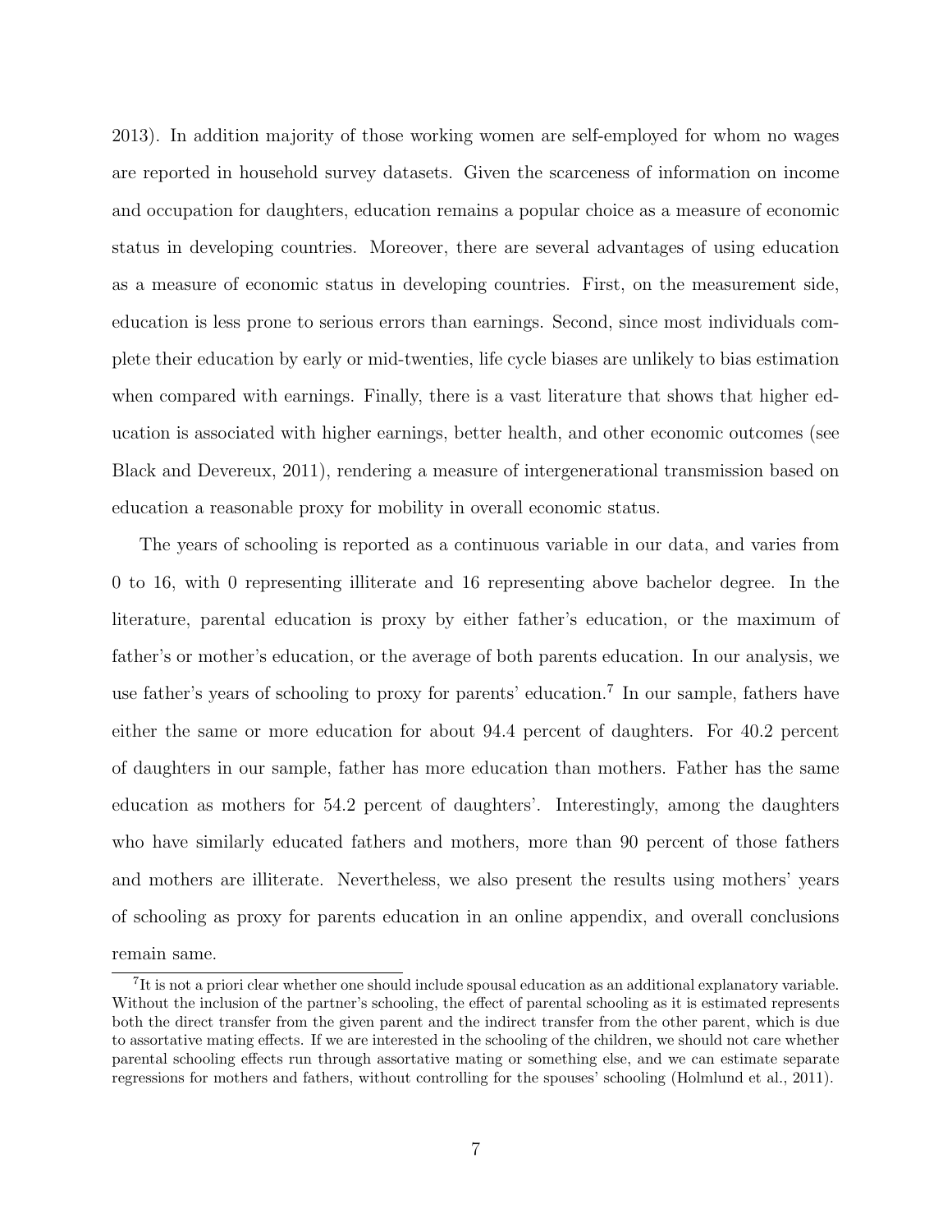2013). In addition majority of those working women are self-employed for whom no wages are reported in household survey datasets. Given the scarceness of information on income and occupation for daughters, education remains a popular choice as a measure of economic status in developing countries. Moreover, there are several advantages of using education as a measure of economic status in developing countries. First, on the measurement side, education is less prone to serious errors than earnings. Second, since most individuals complete their education by early or mid-twenties, life cycle biases are unlikely to bias estimation when compared with earnings. Finally, there is a vast literature that shows that higher education is associated with higher earnings, better health, and other economic outcomes (see Black and Devereux, 2011), rendering a measure of intergenerational transmission based on education a reasonable proxy for mobility in overall economic status.

The years of schooling is reported as a continuous variable in our data, and varies from 0 to 16, with 0 representing illiterate and 16 representing above bachelor degree. In the literature, parental education is proxy by either father's education, or the maximum of father's or mother's education, or the average of both parents education. In our analysis, we use father's years of schooling to proxy for parents' education.[7] In our sample, fathers have either the same or more education for about 94.4 percent of daughters. For 40.2 percent of daughters in our sample, father has more education than mothers. Father has the same education as mothers for 54.2 percent of daughters'. Interestingly, among the daughters who have similarly educated fathers and mothers, more than 90 percent of those fathers and mothers are illiterate. Nevertheless, we also present the results using mothers' years of schooling as proxy for parents education in an online appendix, and overall conclusions remain same.

[7]It is not a priori clear whether one should include spousal education as an additional explanatory variable. Without the inclusion of the partner's schooling, the effect of parental schooling as it is estimated represents both the direct transfer from the given parent and the indirect transfer from the other parent, which is due to assortative mating effects. If we are interested in the schooling of the children, we should not care whether parental schooling effects run through assortative mating or something else, and we can estimate separate regressions for mothers and fathers, without controlling for the spouses' schooling (Holmlund et al., 2011).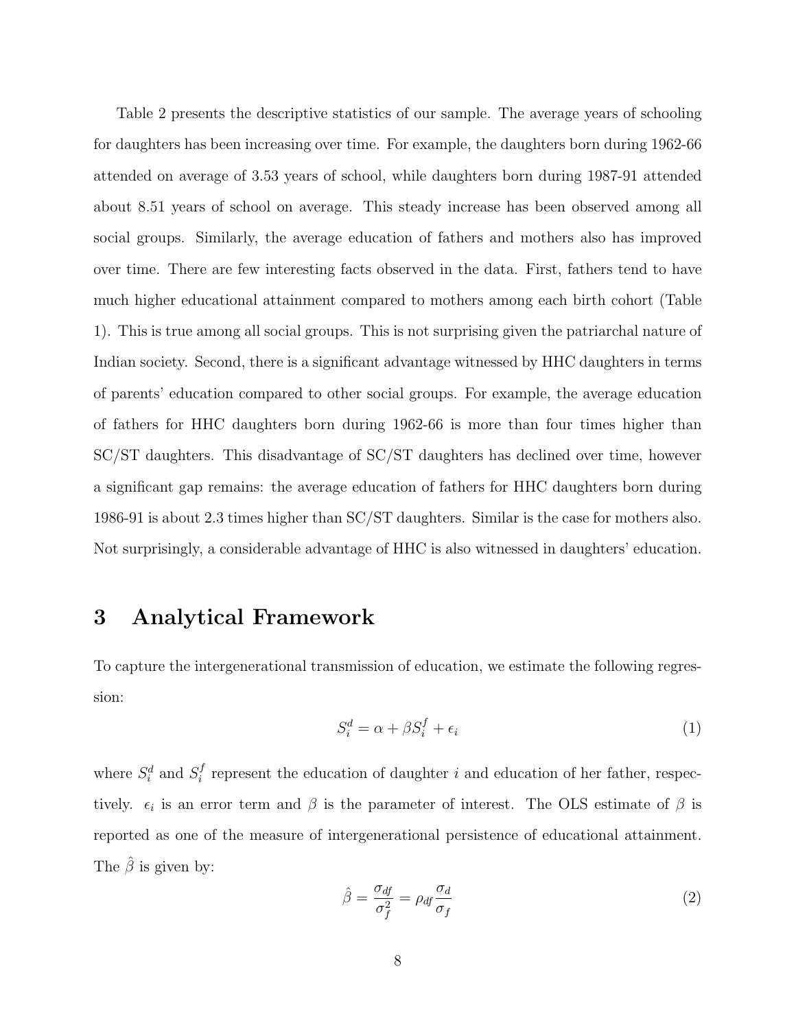Table 2 presents the descriptive statistics of our sample. The average years of schooling for daughters has been increasing over time. For example, the daughters born during 1962-66 attended on average of 3.53 years of school, while daughters born during 1987-91 attended about 8.51 years of school on average. This steady increase has been observed among all social groups. Similarly, the average education of fathers and mothers also has improved over time. There are few interesting facts observed in the data. First, fathers tend to have much higher educational attainment compared to mothers among each birth cohort (Table 1). This is true among all social groups. This is not surprising given the patriarchal nature of Indian society. Second, there is a significant advantage witnessed by HHC daughters in terms of parents' education compared to other social groups. For example, the average education of fathers for HHC daughters born during 1962-66 is more than four times higher than SC/ST daughters. This disadvantage of SC/ST daughters has declined over time, however a significant gap remains: the average education of fathers for HHC daughters born during 1986-91 is about 2.3 times higher than SC/ST daughters. Similar is the case for mothers also. Not surprisingly, a considerable advantage of HHC is also witnessed in daughters' education.

# 3 Analytical Framework

To capture the intergenerational transmission of education, we estimate the following regression:

$$S_i^d = \alpha + \beta S_i^f + \epsilon_i \tag{1}$$

where $S_i^d$ and $S_i^f$ represent the education of daughter $i$ and education of her father, respectively. $\epsilon_i$ is an error term and $\beta$ is the parameter of interest. The OLS estimate of $\beta$ is reported as one of the measure of intergenerational persistence of educational attainment. The $\hat{\beta}$ is given by:

$$\hat{\beta} = \frac{\sigma_{df}}{\sigma_f^2} = \rho_{df}\frac{\sigma_d}{\sigma_f} \tag{2}$$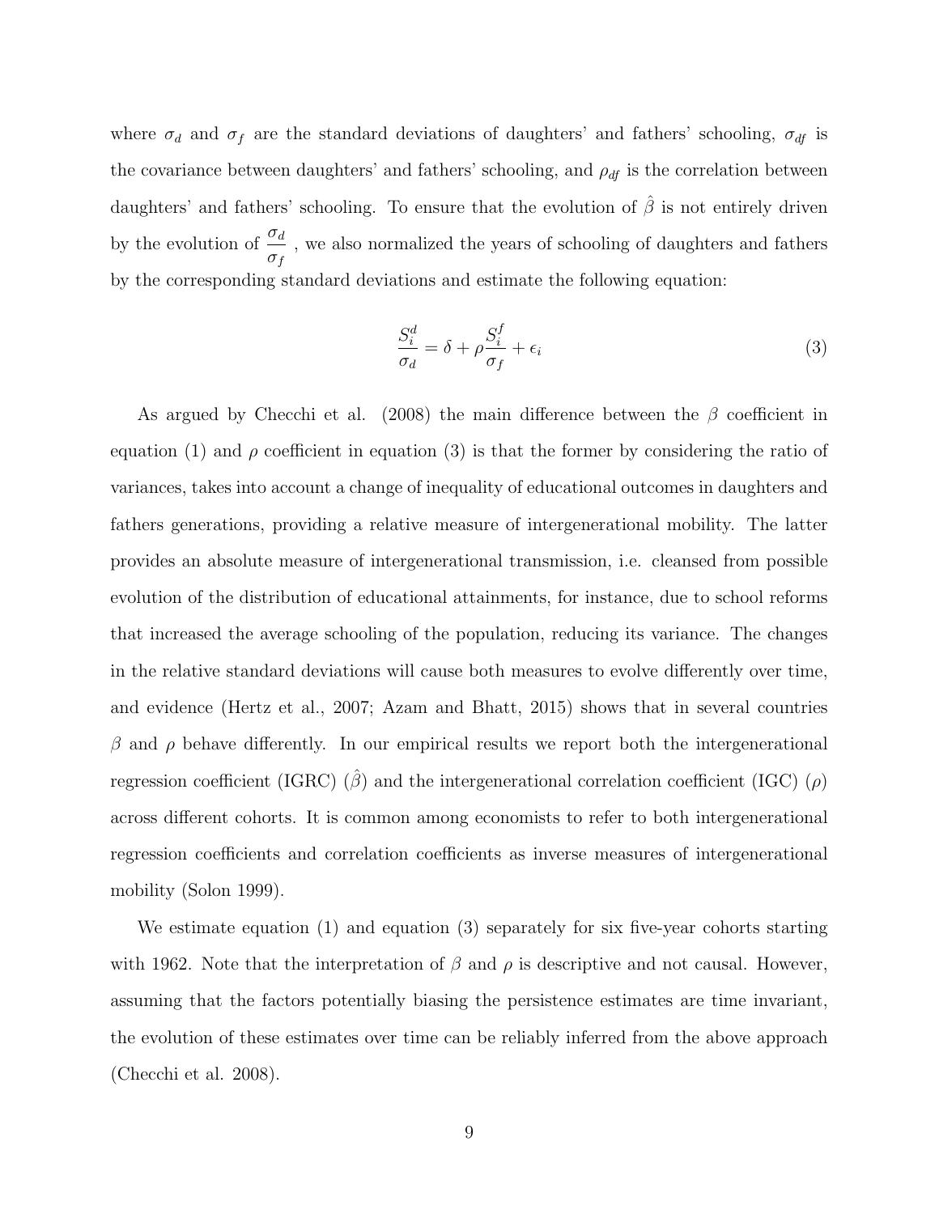where $\sigma_d$ and $\sigma_f$ are the standard deviations of daughters' and fathers' schooling, $\sigma_{df}$ is the covariance between daughters' and fathers' schooling, and $\rho_{df}$ is the correlation between daughters' and fathers' schooling. To ensure that the evolution of $\hat{\beta}$ is not entirely driven by the evolution of $\frac{\sigma_d}{\sigma_f}$ , we also normalized the years of schooling of daughters and fathers by the corresponding standard deviations and estimate the following equation:

$$\frac{S_i^d}{\sigma_d} = \delta + \rho \frac{S_i^f}{\sigma_f} + \epsilon_i \tag{3}$$

As argued by Checchi et al. (2008) the main difference between the $\beta$ coefficient in equation (1) and $\rho$ coefficient in equation (3) is that the former by considering the ratio of variances, takes into account a change of inequality of educational outcomes in daughters and fathers generations, providing a relative measure of intergenerational mobility. The latter provides an absolute measure of intergenerational transmission, i.e. cleansed from possible evolution of the distribution of educational attainments, for instance, due to school reforms that increased the average schooling of the population, reducing its variance. The changes in the relative standard deviations will cause both measures to evolve differently over time, and evidence (Hertz et al., 2007; Azam and Bhatt, 2015) shows that in several countries $\beta$ and $\rho$ behave differently. In our empirical results we report both the intergenerational regression coefficient (IGRC) ($\hat{\beta}$) and the intergenerational correlation coefficient (IGC) ($\rho$) across different cohorts. It is common among economists to refer to both intergenerational regression coefficients and correlation coefficients as inverse measures of intergenerational mobility (Solon 1999).

We estimate equation (1) and equation (3) separately for six five-year cohorts starting with 1962. Note that the interpretation of $\beta$ and $\rho$ is descriptive and not causal. However, assuming that the factors potentially biasing the persistence estimates are time invariant, the evolution of these estimates over time can be reliably inferred from the above approach (Checchi et al. 2008).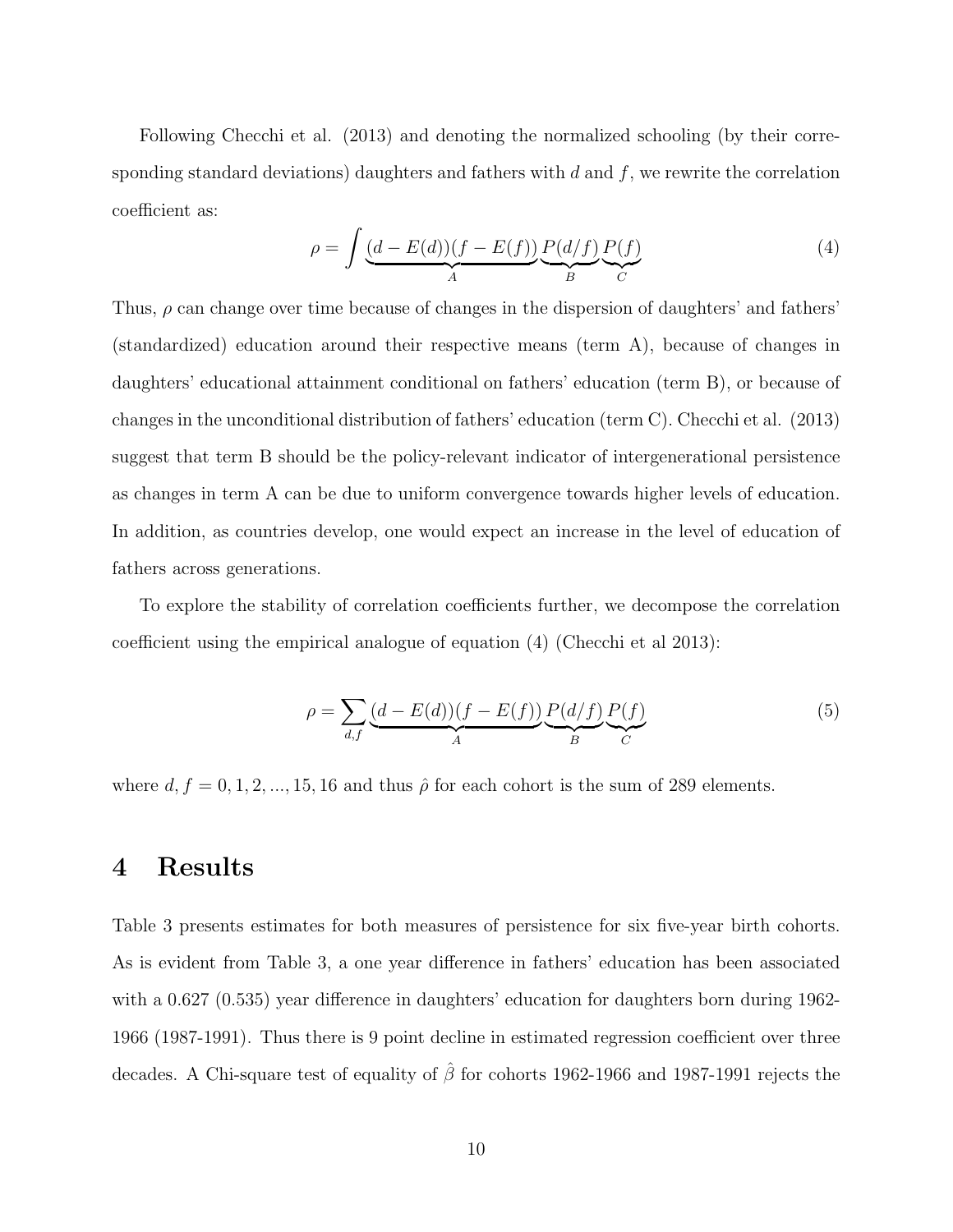Following Checchi et al. (2013) and denoting the normalized schooling (by their corresponding standard deviations) daughters and fathers with $d$ and $f$, we rewrite the correlation coefficient as:

$$\rho = \int \underbrace{(d - E(d))(f - E(f))}_{A} \underbrace{P(d/f)}_{B} \underbrace{P(f)}_{C} \tag{4}$$

Thus, $\rho$ can change over time because of changes in the dispersion of daughters' and fathers' (standardized) education around their respective means (term A), because of changes in daughters' educational attainment conditional on fathers' education (term B), or because of changes in the unconditional distribution of fathers' education (term C). Checchi et al. (2013) suggest that term B should be the policy-relevant indicator of intergenerational persistence as changes in term A can be due to uniform convergence towards higher levels of education. In addition, as countries develop, one would expect an increase in the level of education of fathers across generations.

To explore the stability of correlation coefficients further, we decompose the correlation coefficient using the empirical analogue of equation (4) (Checchi et al 2013):

$$\rho = \sum_{d,f} \underbrace{(d - E(d))(f - E(f))}_{A} \underbrace{P(d/f)}_{B} \underbrace{P(f)}_{C} \tag{5}$$

where $d, f = 0, 1, 2, ..., 15, 16$ and thus $\hat{\rho}$ for each cohort is the sum of 289 elements.

# 4 Results

Table 3 presents estimates for both measures of persistence for six five-year birth cohorts. As is evident from Table 3, a one year difference in fathers' education has been associated with a 0.627 (0.535) year difference in daughters' education for daughters born during 1962-1966 (1987-1991). Thus there is 9 point decline in estimated regression coefficient over three decades. A Chi-square test of equality of $\hat{\beta}$ for cohorts 1962-1966 and 1987-1991 rejects the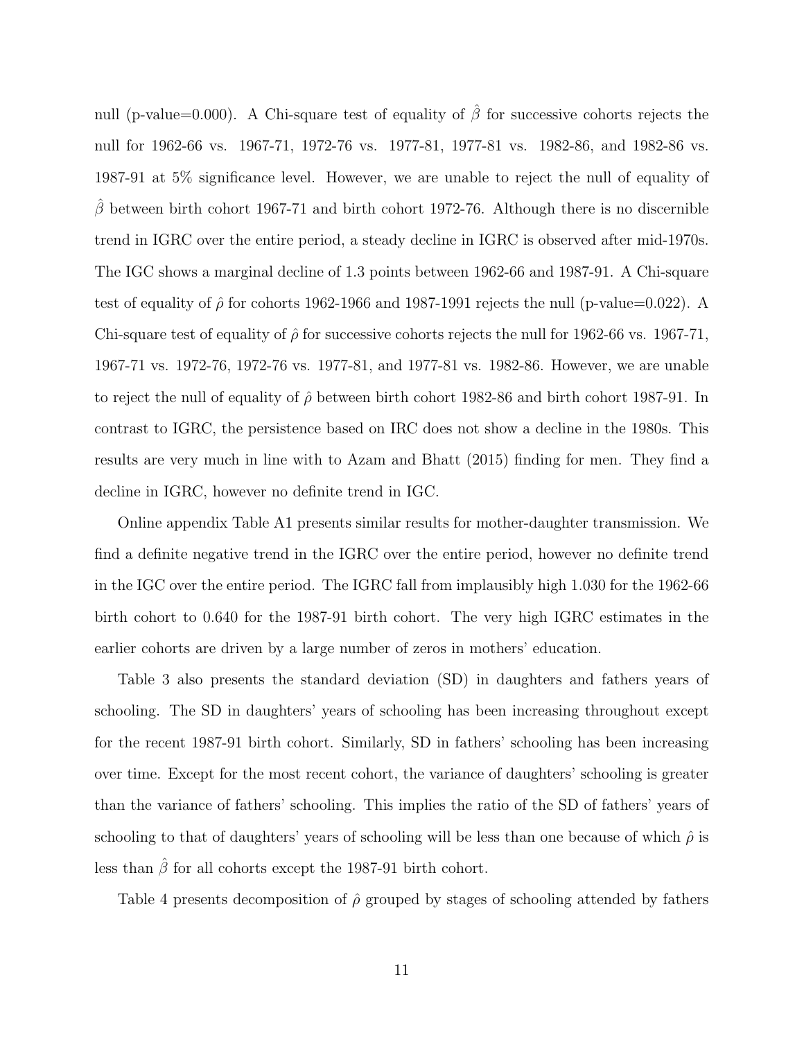null (p-value=0.000). A Chi-square test of equality of $\hat{\beta}$ for successive cohorts rejects the null for 1962-66 vs. 1967-71, 1972-76 vs. 1977-81, 1977-81 vs. 1982-86, and 1982-86 vs. 1987-91 at 5% significance level. However, we are unable to reject the null of equality of $\hat{\beta}$ between birth cohort 1967-71 and birth cohort 1972-76. Although there is no discernible trend in IGRC over the entire period, a steady decline in IGRC is observed after mid-1970s. The IGC shows a marginal decline of 1.3 points between 1962-66 and 1987-91. A Chi-square test of equality of $\hat{\rho}$ for cohorts 1962-1966 and 1987-1991 rejects the null (p-value=0.022). A Chi-square test of equality of $\hat{\rho}$ for successive cohorts rejects the null for 1962-66 vs. 1967-71, 1967-71 vs. 1972-76, 1972-76 vs. 1977-81, and 1977-81 vs. 1982-86. However, we are unable to reject the null of equality of $\hat{\rho}$ between birth cohort 1982-86 and birth cohort 1987-91. In contrast to IGRC, the persistence based on IRC does not show a decline in the 1980s. This results are very much in line with to Azam and Bhatt (2015) finding for men. They find a decline in IGRC, however no definite trend in IGC.

Online appendix Table A1 presents similar results for mother-daughter transmission. We find a definite negative trend in the IGRC over the entire period, however no definite trend in the IGC over the entire period. The IGRC fall from implausibly high 1.030 for the 1962-66 birth cohort to 0.640 for the 1987-91 birth cohort. The very high IGRC estimates in the earlier cohorts are driven by a large number of zeros in mothers' education.

Table 3 also presents the standard deviation (SD) in daughters and fathers years of schooling. The SD in daughters' years of schooling has been increasing throughout except for the recent 1987-91 birth cohort. Similarly, SD in fathers' schooling has been increasing over time. Except for the most recent cohort, the variance of daughters' schooling is greater than the variance of fathers' schooling. This implies the ratio of the SD of fathers' years of schooling to that of daughters' years of schooling will be less than one because of which $\hat{\rho}$ is less than $\hat{\beta}$ for all cohorts except the 1987-91 birth cohort.

Table 4 presents decomposition of $\hat{\rho}$ grouped by stages of schooling attended by fathers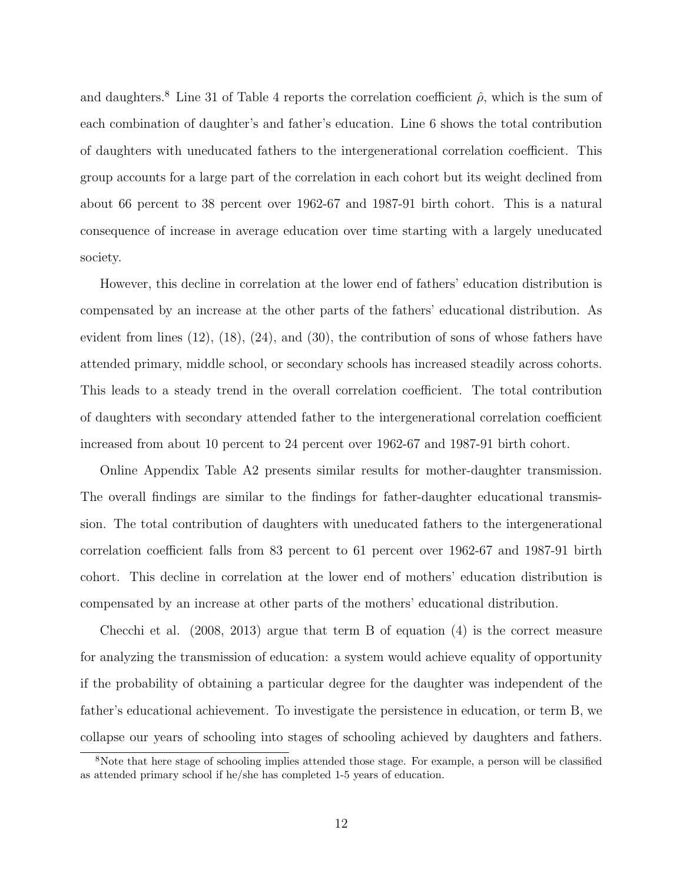and daughters.[8] Line 31 of Table 4 reports the correlation coefficient $\hat{\rho}$, which is the sum of each combination of daughter's and father's education. Line 6 shows the total contribution of daughters with uneducated fathers to the intergenerational correlation coefficient. This group accounts for a large part of the correlation in each cohort but its weight declined from about 66 percent to 38 percent over 1962-67 and 1987-91 birth cohort. This is a natural consequence of increase in average education over time starting with a largely uneducated society.

However, this decline in correlation at the lower end of fathers' education distribution is compensated by an increase at the other parts of the fathers' educational distribution. As evident from lines (12), (18), (24), and (30), the contribution of sons of whose fathers have attended primary, middle school, or secondary schools has increased steadily across cohorts. This leads to a steady trend in the overall correlation coefficient. The total contribution of daughters with secondary attended father to the intergenerational correlation coefficient increased from about 10 percent to 24 percent over 1962-67 and 1987-91 birth cohort.

Online Appendix Table A2 presents similar results for mother-daughter transmission. The overall findings are similar to the findings for father-daughter educational transmission. The total contribution of daughters with uneducated fathers to the intergenerational correlation coefficient falls from 83 percent to 61 percent over 1962-67 and 1987-91 birth cohort. This decline in correlation at the lower end of mothers' education distribution is compensated by an increase at other parts of the mothers' educational distribution.

Checchi et al. (2008, 2013) argue that term B of equation (4) is the correct measure for analyzing the transmission of education: a system would achieve equality of opportunity if the probability of obtaining a particular degree for the daughter was independent of the father's educational achievement. To investigate the persistence in education, or term B, we collapse our years of schooling into stages of schooling achieved by daughters and fathers.

[8] Note that here stage of schooling implies attended those stage. For example, a person will be classified as attended primary school if he/she has completed 1-5 years of education.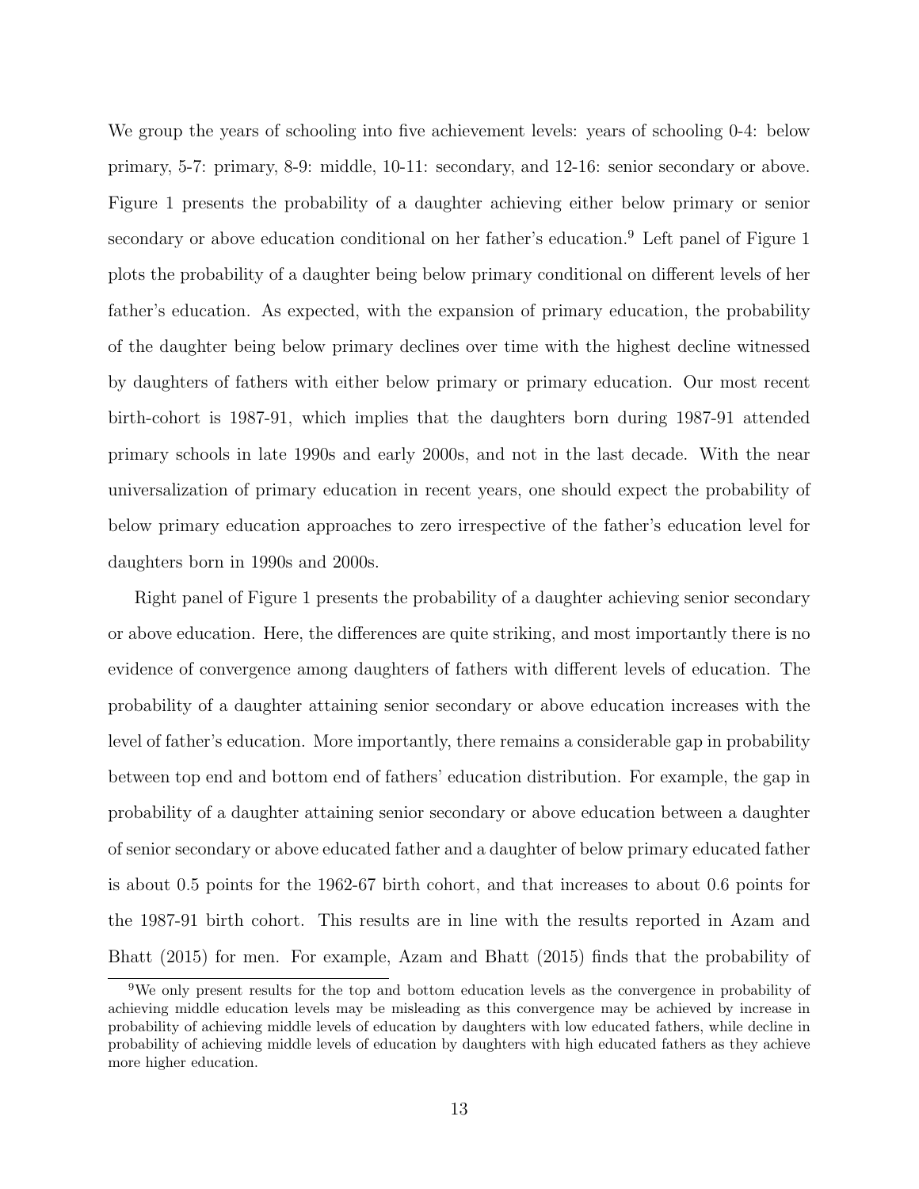We group the years of schooling into five achievement levels: years of schooling 0-4: below primary, 5-7: primary, 8-9: middle, 10-11: secondary, and 12-16: senior secondary or above. Figure 1 presents the probability of a daughter achieving either below primary or senior secondary or above education conditional on her father's education.[9] Left panel of Figure 1 plots the probability of a daughter being below primary conditional on different levels of her father's education. As expected, with the expansion of primary education, the probability of the daughter being below primary declines over time with the highest decline witnessed by daughters of fathers with either below primary or primary education. Our most recent birth-cohort is 1987-91, which implies that the daughters born during 1987-91 attended primary schools in late 1990s and early 2000s, and not in the last decade. With the near universalization of primary education in recent years, one should expect the probability of below primary education approaches to zero irrespective of the father's education level for daughters born in 1990s and 2000s.

Right panel of Figure 1 presents the probability of a daughter achieving senior secondary or above education. Here, the differences are quite striking, and most importantly there is no evidence of convergence among daughters of fathers with different levels of education. The probability of a daughter attaining senior secondary or above education increases with the level of father's education. More importantly, there remains a considerable gap in probability between top end and bottom end of fathers' education distribution. For example, the gap in probability of a daughter attaining senior secondary or above education between a daughter of senior secondary or above educated father and a daughter of below primary educated father is about 0.5 points for the 1962-67 birth cohort, and that increases to about 0.6 points for the 1987-91 birth cohort. This results are in line with the results reported in Azam and Bhatt (2015) for men. For example, Azam and Bhatt (2015) finds that the probability of

[9]We only present results for the top and bottom education levels as the convergence in probability of achieving middle education levels may be misleading as this convergence may be achieved by increase in probability of achieving middle levels of education by daughters with low educated fathers, while decline in probability of achieving middle levels of education by daughters with high educated fathers as they achieve more higher education.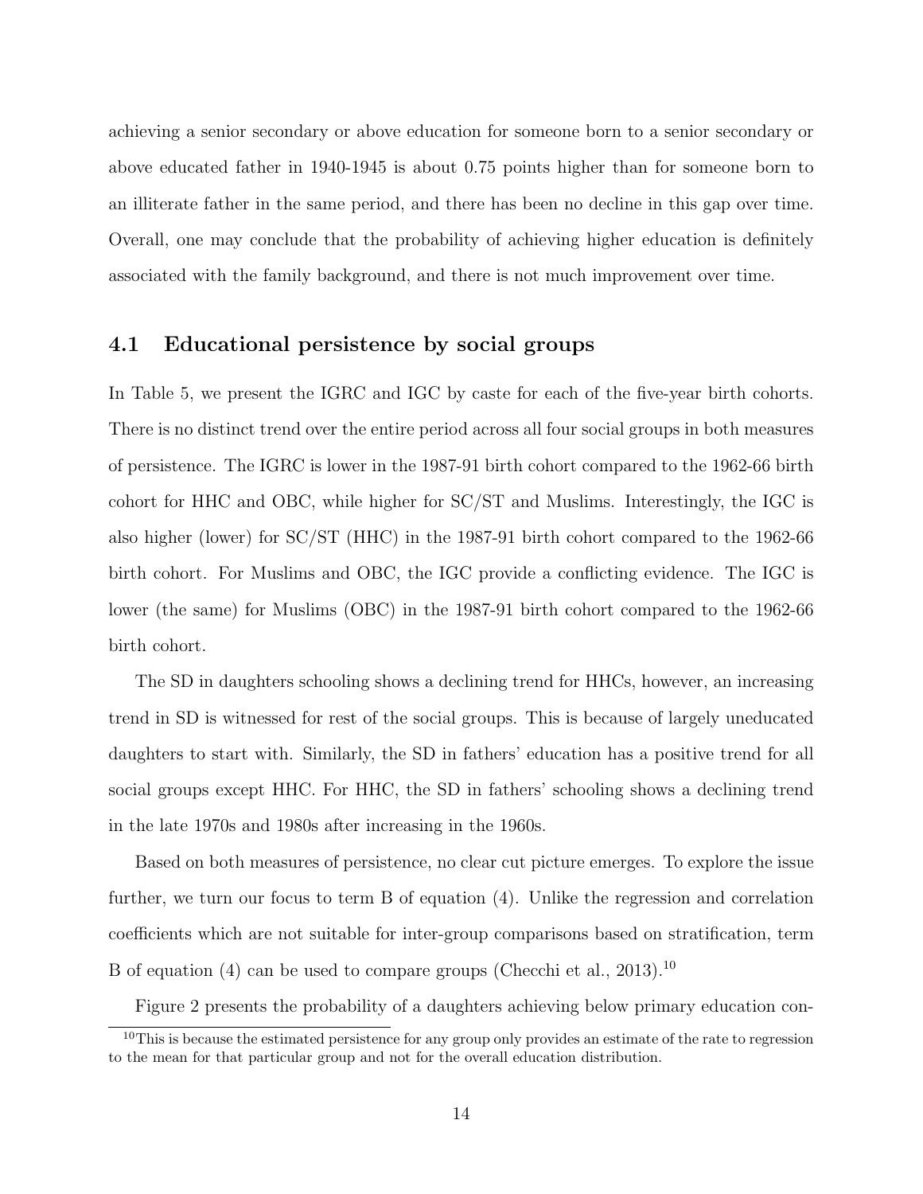achieving a senior secondary or above education for someone born to a senior secondary or above educated father in 1940-1945 is about 0.75 points higher than for someone born to an illiterate father in the same period, and there has been no decline in this gap over time. Overall, one may conclude that the probability of achieving higher education is definitely associated with the family background, and there is not much improvement over time.

## 4.1 Educational persistence by social groups

In Table 5, we present the IGRC and IGC by caste for each of the five-year birth cohorts. There is no distinct trend over the entire period across all four social groups in both measures of persistence. The IGRC is lower in the 1987-91 birth cohort compared to the 1962-66 birth cohort for HHC and OBC, while higher for SC/ST and Muslims. Interestingly, the IGC is also higher (lower) for SC/ST (HHC) in the 1987-91 birth cohort compared to the 1962-66 birth cohort. For Muslims and OBC, the IGC provide a conflicting evidence. The IGC is lower (the same) for Muslims (OBC) in the 1987-91 birth cohort compared to the 1962-66 birth cohort.

The SD in daughters schooling shows a declining trend for HHCs, however, an increasing trend in SD is witnessed for rest of the social groups. This is because of largely uneducated daughters to start with. Similarly, the SD in fathers' education has a positive trend for all social groups except HHC. For HHC, the SD in fathers' schooling shows a declining trend in the late 1970s and 1980s after increasing in the 1960s.

Based on both measures of persistence, no clear cut picture emerges. To explore the issue further, we turn our focus to term B of equation (4). Unlike the regression and correlation coefficients which are not suitable for inter-group comparisons based on stratification, term B of equation (4) can be used to compare groups (Checchi et al., 2013).[10]

Figure 2 presents the probability of a daughters achieving below primary education con-

[10] This is because the estimated persistence for any group only provides an estimate of the rate to regression to the mean for that particular group and not for the overall education distribution.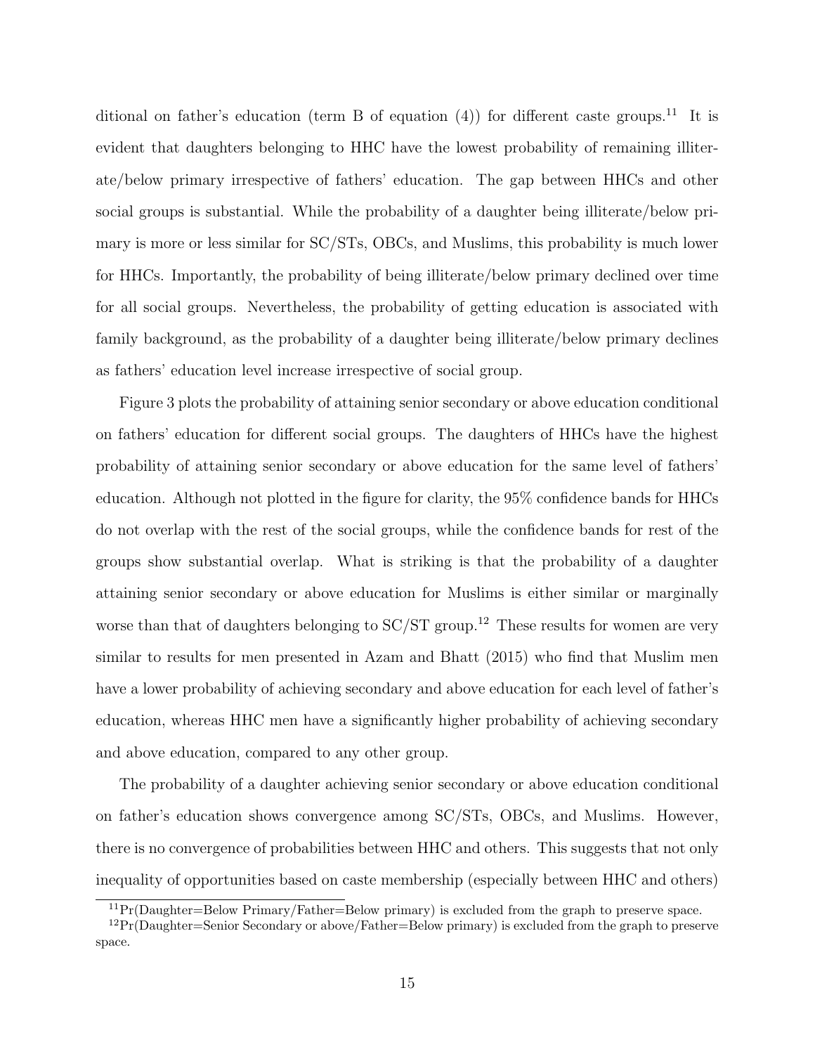ditional on father's education (term B of equation (4)) for different caste groups.[11] It is evident that daughters belonging to HHC have the lowest probability of remaining illiterate/below primary irrespective of fathers' education. The gap between HHCs and other social groups is substantial. While the probability of a daughter being illiterate/below primary is more or less similar for SC/STs, OBCs, and Muslims, this probability is much lower for HHCs. Importantly, the probability of being illiterate/below primary declined over time for all social groups. Nevertheless, the probability of getting education is associated with family background, as the probability of a daughter being illiterate/below primary declines as fathers' education level increase irrespective of social group.

Figure 3 plots the probability of attaining senior secondary or above education conditional on fathers' education for different social groups. The daughters of HHCs have the highest probability of attaining senior secondary or above education for the same level of fathers' education. Although not plotted in the figure for clarity, the 95% confidence bands for HHCs do not overlap with the rest of the social groups, while the confidence bands for rest of the groups show substantial overlap. What is striking is that the probability of a daughter attaining senior secondary or above education for Muslims is either similar or marginally worse than that of daughters belonging to SC/ST group.[12] These results for women are very similar to results for men presented in Azam and Bhatt (2015) who find that Muslim men have a lower probability of achieving secondary and above education for each level of father's education, whereas HHC men have a significantly higher probability of achieving secondary and above education, compared to any other group.

The probability of a daughter achieving senior secondary or above education conditional on father's education shows convergence among SC/STs, OBCs, and Muslims. However, there is no convergence of probabilities between HHC and others. This suggests that not only inequality of opportunities based on caste membership (especially between HHC and others)

[11] Pr(Daughter=Below Primary/Father=Below primary) is excluded from the graph to preserve space.

[12] Pr(Daughter=Senior Secondary or above/Father=Below primary) is excluded from the graph to preserve space.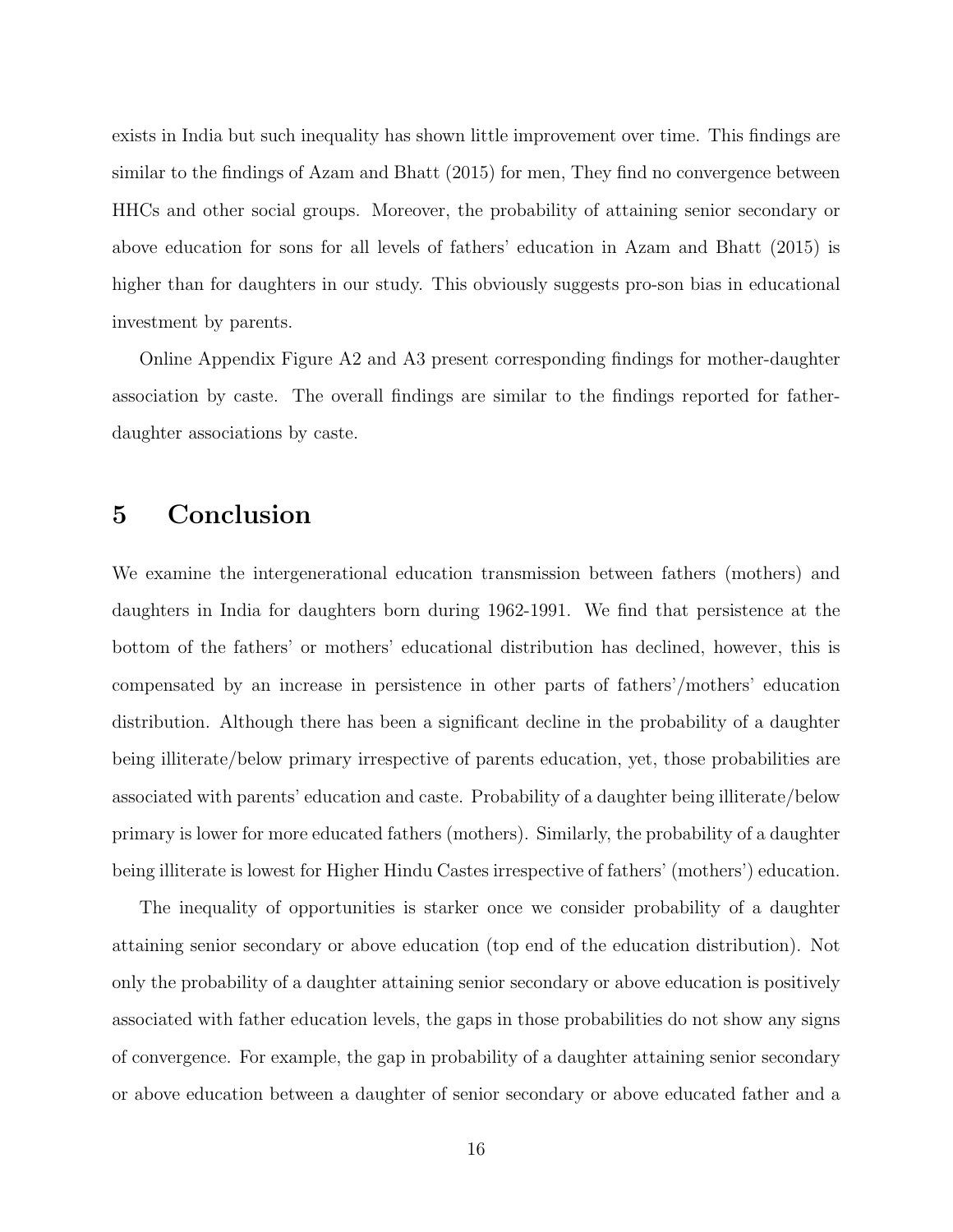exists in India but such inequality has shown little improvement over time. This findings are similar to the findings of Azam and Bhatt (2015) for men, They find no convergence between HHCs and other social groups. Moreover, the probability of attaining senior secondary or above education for sons for all levels of fathers' education in Azam and Bhatt (2015) is higher than for daughters in our study. This obviously suggests pro-son bias in educational investment by parents.

Online Appendix Figure A2 and A3 present corresponding findings for mother-daughter association by caste. The overall findings are similar to the findings reported for father-daughter associations by caste.

# 5 Conclusion

We examine the intergenerational education transmission between fathers (mothers) and daughters in India for daughters born during 1962-1991. We find that persistence at the bottom of the fathers' or mothers' educational distribution has declined, however, this is compensated by an increase in persistence in other parts of fathers'/mothers' education distribution. Although there has been a significant decline in the probability of a daughter being illiterate/below primary irrespective of parents education, yet, those probabilities are associated with parents' education and caste. Probability of a daughter being illiterate/below primary is lower for more educated fathers (mothers). Similarly, the probability of a daughter being illiterate is lowest for Higher Hindu Castes irrespective of fathers' (mothers') education.

The inequality of opportunities is starker once we consider probability of a daughter attaining senior secondary or above education (top end of the education distribution). Not only the probability of a daughter attaining senior secondary or above education is positively associated with father education levels, the gaps in those probabilities do not show any signs of convergence. For example, the gap in probability of a daughter attaining senior secondary or above education between a daughter of senior secondary or above educated father and a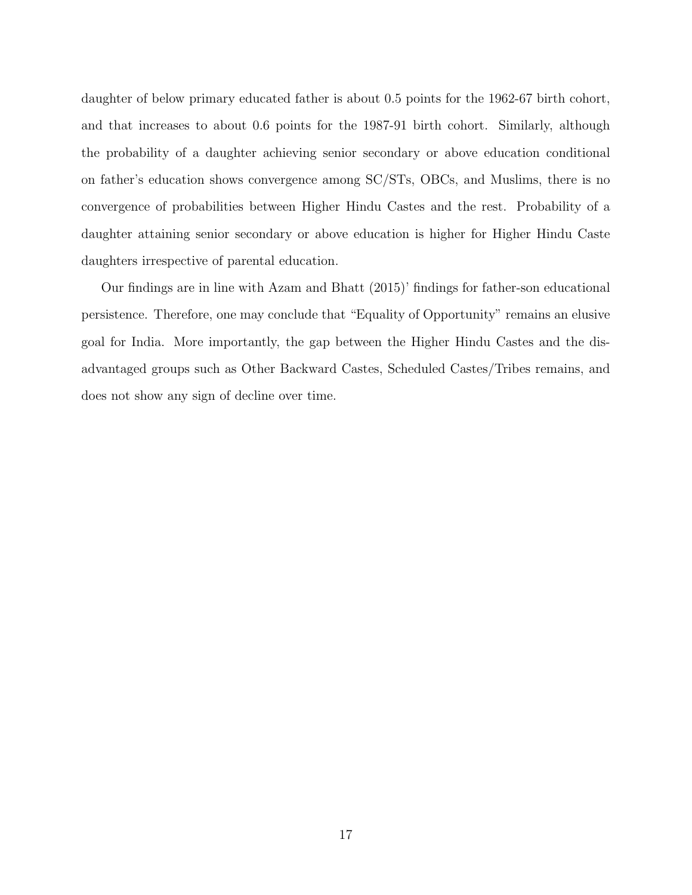daughter of below primary educated father is about 0.5 points for the 1962-67 birth cohort, and that increases to about 0.6 points for the 1987-91 birth cohort. Similarly, although the probability of a daughter achieving senior secondary or above education conditional on father's education shows convergence among SC/STs, OBCs, and Muslims, there is no convergence of probabilities between Higher Hindu Castes and the rest. Probability of a daughter attaining senior secondary or above education is higher for Higher Hindu Caste daughters irrespective of parental education.

Our findings are in line with Azam and Bhatt (2015)' findings for father-son educational persistence. Therefore, one may conclude that "Equality of Opportunity" remains an elusive goal for India. More importantly, the gap between the Higher Hindu Castes and the disadvantaged groups such as Other Backward Castes, Scheduled Castes/Tribes remains, and does not show any sign of decline over time.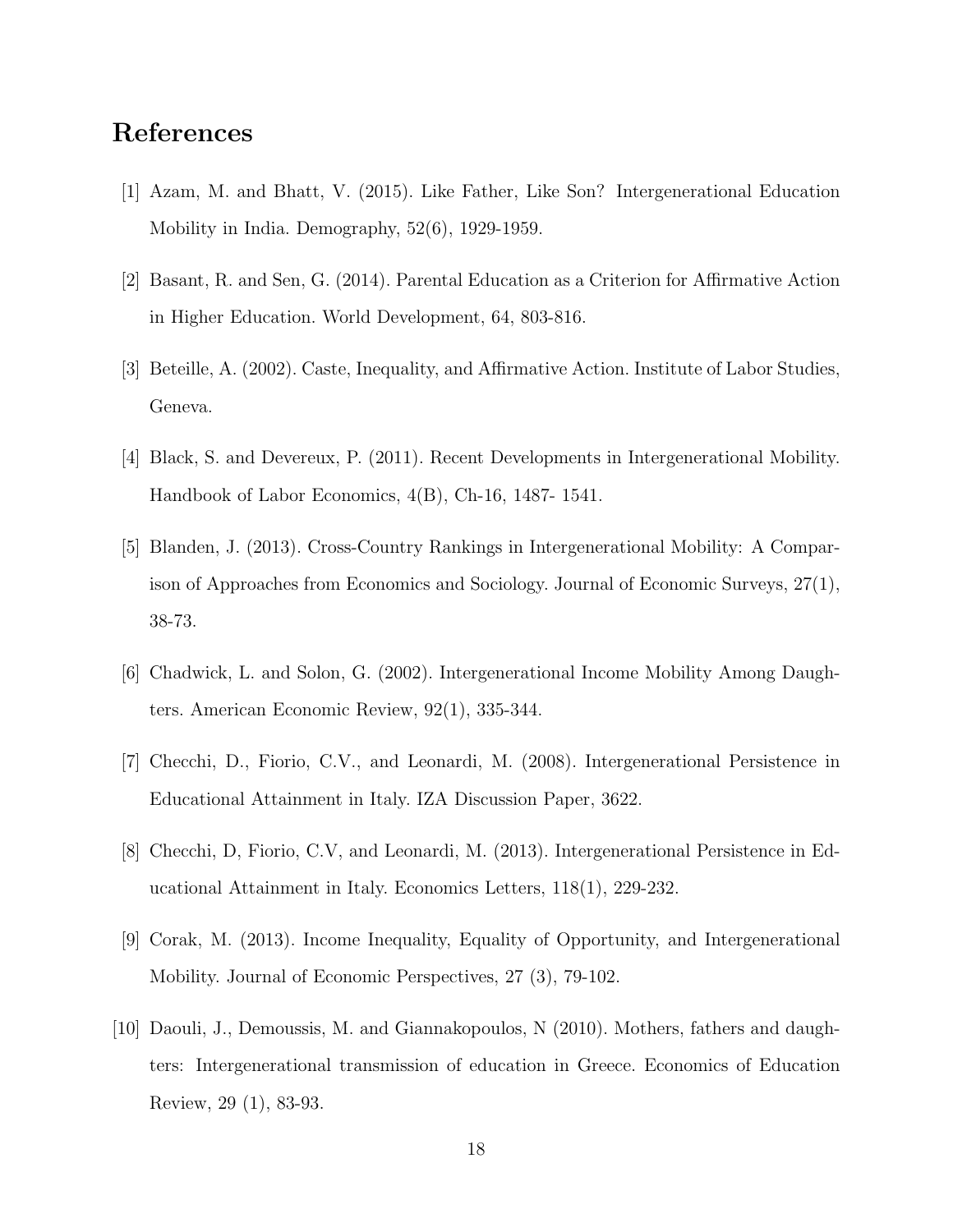# References

[1] Azam, M. and Bhatt, V. (2015). Like Father, Like Son? Intergenerational Education Mobility in India. Demography, 52(6), 1929-1959.

[2] Basant, R. and Sen, G. (2014). Parental Education as a Criterion for Affirmative Action in Higher Education. World Development, 64, 803-816.

[3] Beteille, A. (2002). Caste, Inequality, and Affirmative Action. Institute of Labor Studies, Geneva.

[4] Black, S. and Devereux, P. (2011). Recent Developments in Intergenerational Mobility. Handbook of Labor Economics, 4(B), Ch-16, 1487- 1541.

[5] Blanden, J. (2013). Cross-Country Rankings in Intergenerational Mobility: A Comparison of Approaches from Economics and Sociology. Journal of Economic Surveys, 27(1), 38-73.

[6] Chadwick, L. and Solon, G. (2002). Intergenerational Income Mobility Among Daughters. American Economic Review, 92(1), 335-344.

[7] Checchi, D., Fiorio, C.V., and Leonardi, M. (2008). Intergenerational Persistence in Educational Attainment in Italy. IZA Discussion Paper, 3622.

[8] Checchi, D, Fiorio, C.V, and Leonardi, M. (2013). Intergenerational Persistence in Educational Attainment in Italy. Economics Letters, 118(1), 229-232.

[9] Corak, M. (2013). Income Inequality, Equality of Opportunity, and Intergenerational Mobility. Journal of Economic Perspectives, 27 (3), 79-102.

[10] Daouli, J., Demoussis, M. and Giannakopoulos, N (2010). Mothers, fathers and daughters: Intergenerational transmission of education in Greece. Economics of Education Review, 29 (1), 83-93.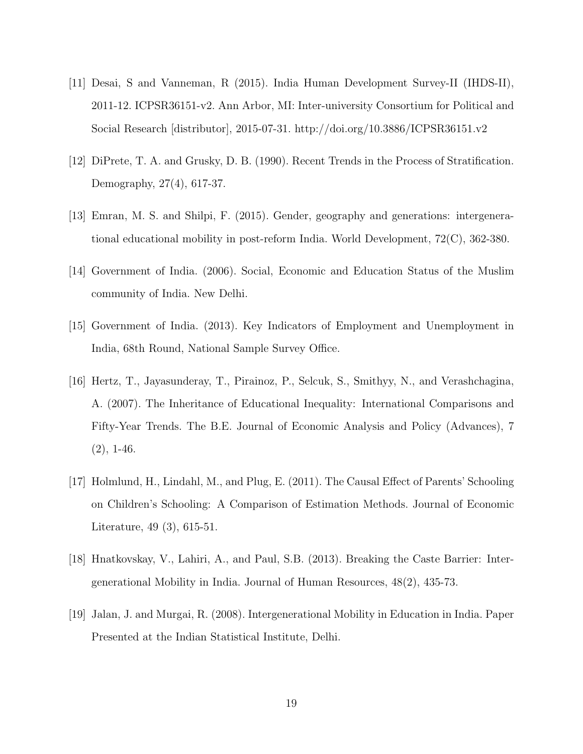[11] Desai, S and Vanneman, R (2015). India Human Development Survey-II (IHDS-II), 2011-12. ICPSR36151-v2. Ann Arbor, MI: Inter-university Consortium for Political and Social Research [distributor], 2015-07-31. http://doi.org/10.3886/ICPSR36151.v2

[12] DiPrete, T. A. and Grusky, D. B. (1990). Recent Trends in the Process of Stratification. Demography, 27(4), 617-37.

[13] Emran, M. S. and Shilpi, F. (2015). Gender, geography and generations: intergenerational educational mobility in post-reform India. World Development, 72(C), 362-380.

[14] Government of India. (2006). Social, Economic and Education Status of the Muslim community of India. New Delhi.

[15] Government of India. (2013). Key Indicators of Employment and Unemployment in India, 68th Round, National Sample Survey Office.

[16] Hertz, T., Jayasunderay, T., Pirainoz, P., Selcuk, S., Smithyy, N., and Verashchagina, A. (2007). The Inheritance of Educational Inequality: International Comparisons and Fifty-Year Trends. The B.E. Journal of Economic Analysis and Policy (Advances), 7 (2), 1-46.

[17] Holmlund, H., Lindahl, M., and Plug, E. (2011). The Causal Effect of Parents' Schooling on Children's Schooling: A Comparison of Estimation Methods. Journal of Economic Literature, 49 (3), 615-51.

[18] Hnatkovskay, V., Lahiri, A., and Paul, S.B. (2013). Breaking the Caste Barrier: Intergenerational Mobility in India. Journal of Human Resources, 48(2), 435-73.

[19] Jalan, J. and Murgai, R. (2008). Intergenerational Mobility in Education in India. Paper Presented at the Indian Statistical Institute, Delhi.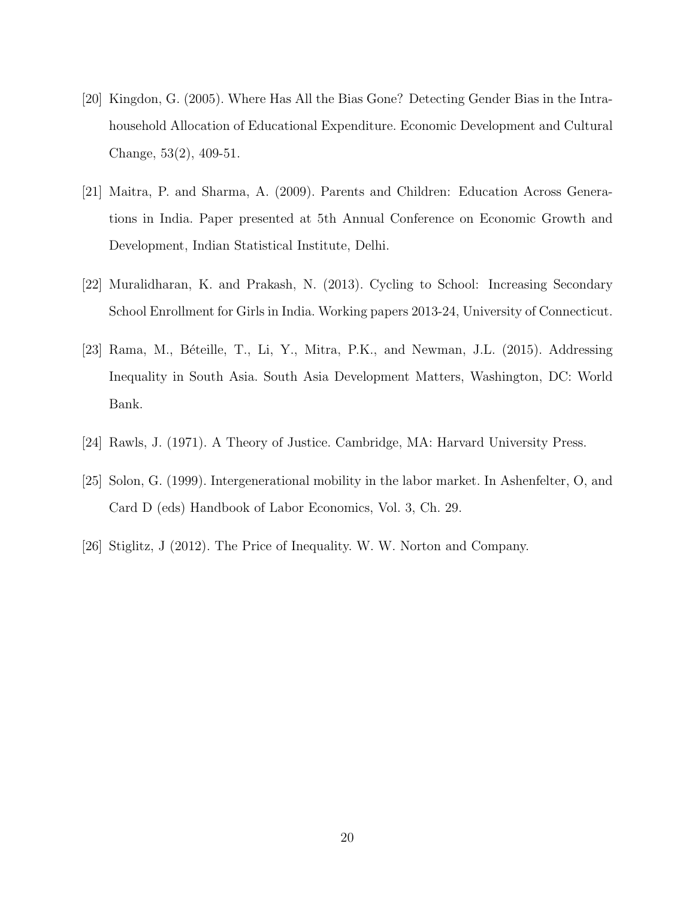[20] Kingdon, G. (2005). Where Has All the Bias Gone? Detecting Gender Bias in the Intra-household Allocation of Educational Expenditure. Economic Development and Cultural Change, 53(2), 409-51.

[21] Maitra, P. and Sharma, A. (2009). Parents and Children: Education Across Generations in India. Paper presented at 5th Annual Conference on Economic Growth and Development, Indian Statistical Institute, Delhi.

[22] Muralidharan, K. and Prakash, N. (2013). Cycling to School: Increasing Secondary School Enrollment for Girls in India. Working papers 2013-24, University of Connecticut.

[23] Rama, M., Béteille, T., Li, Y., Mitra, P.K., and Newman, J.L. (2015). Addressing Inequality in South Asia. South Asia Development Matters, Washington, DC: World Bank.

[24] Rawls, J. (1971). A Theory of Justice. Cambridge, MA: Harvard University Press.

[25] Solon, G. (1999). Intergenerational mobility in the labor market. In Ashenfelter, O, and Card D (eds) Handbook of Labor Economics, Vol. 3, Ch. 29.

[26] Stiglitz, J (2012). The Price of Inequality. W. W. Norton and Company.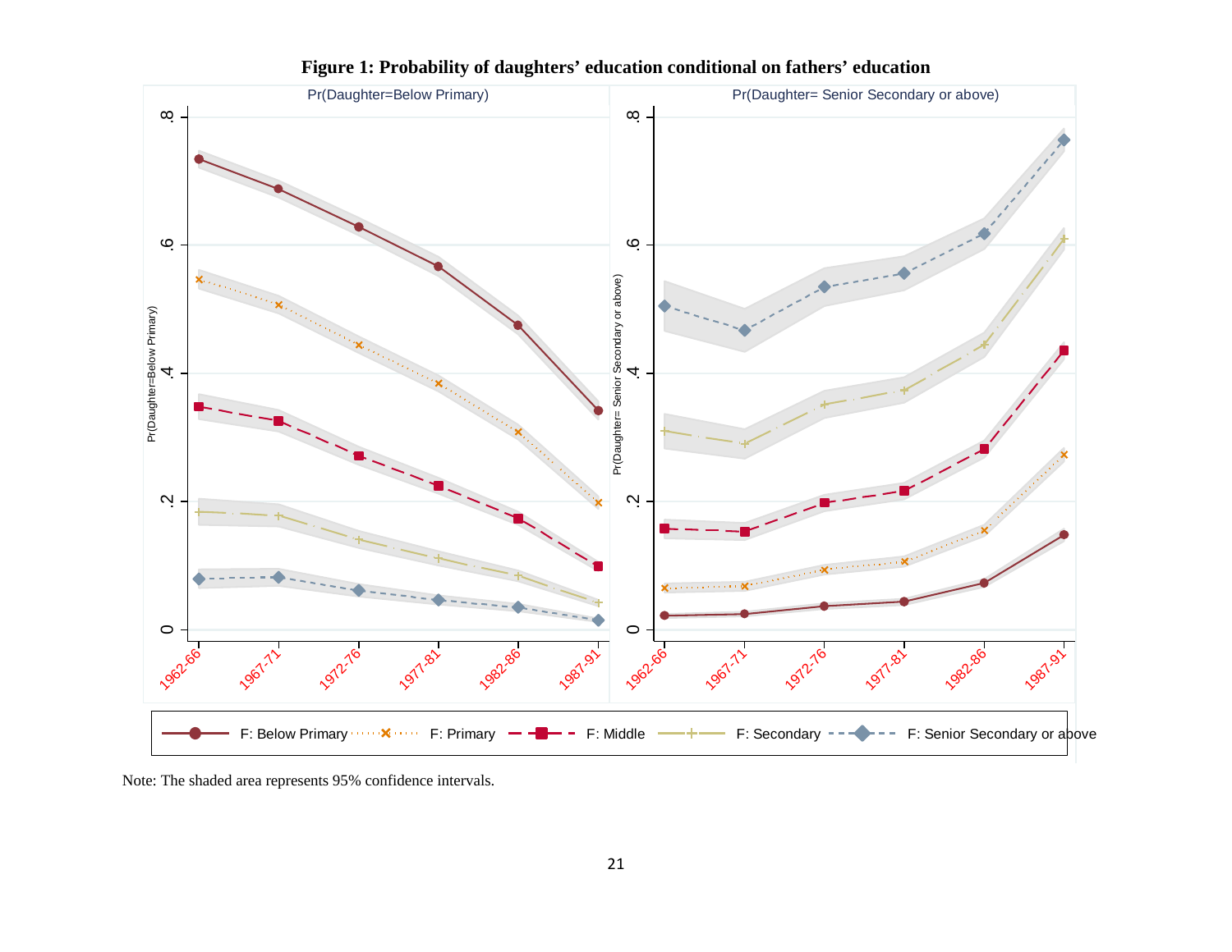**Figure 1: Probability of daughters' education conditional on fathers' education**

Note: The shaded area represents 95% confidence intervals.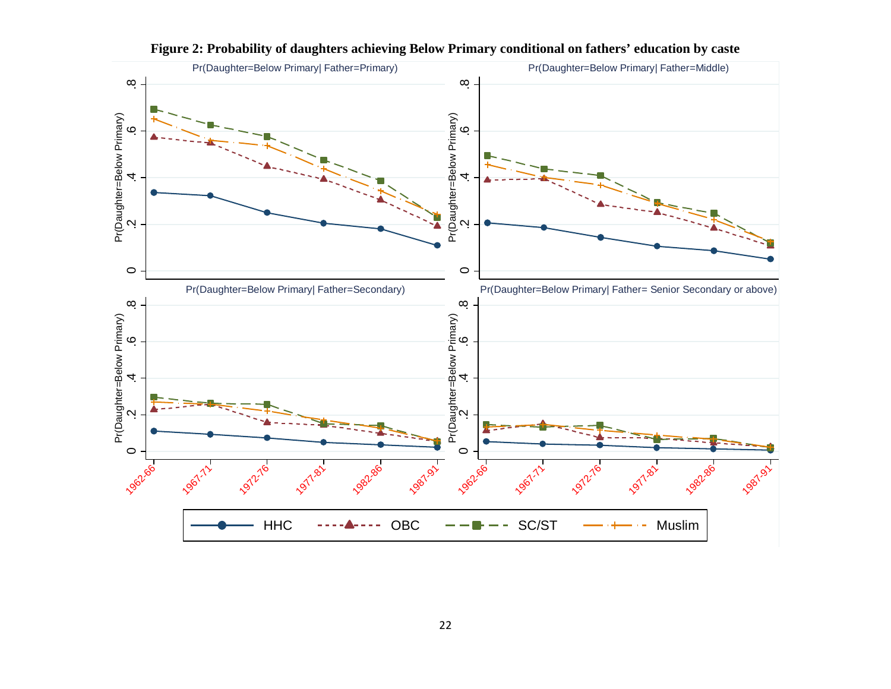**Figure 2: Probability of daughters achieving Below Primary conditional on fathers' education by caste**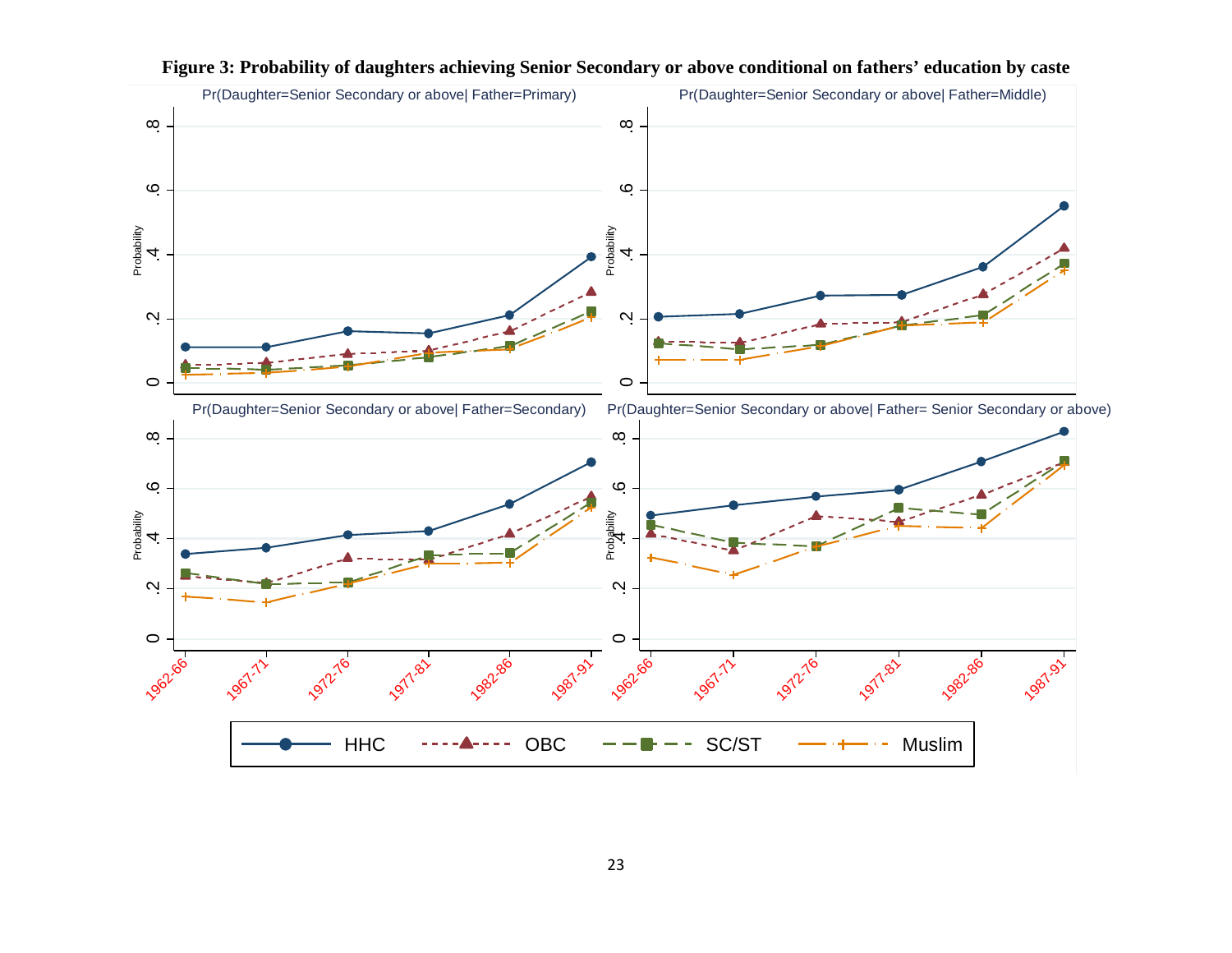**Figure 3: Probability of daughters achieving Senior Secondary or above conditional on fathers' education by caste**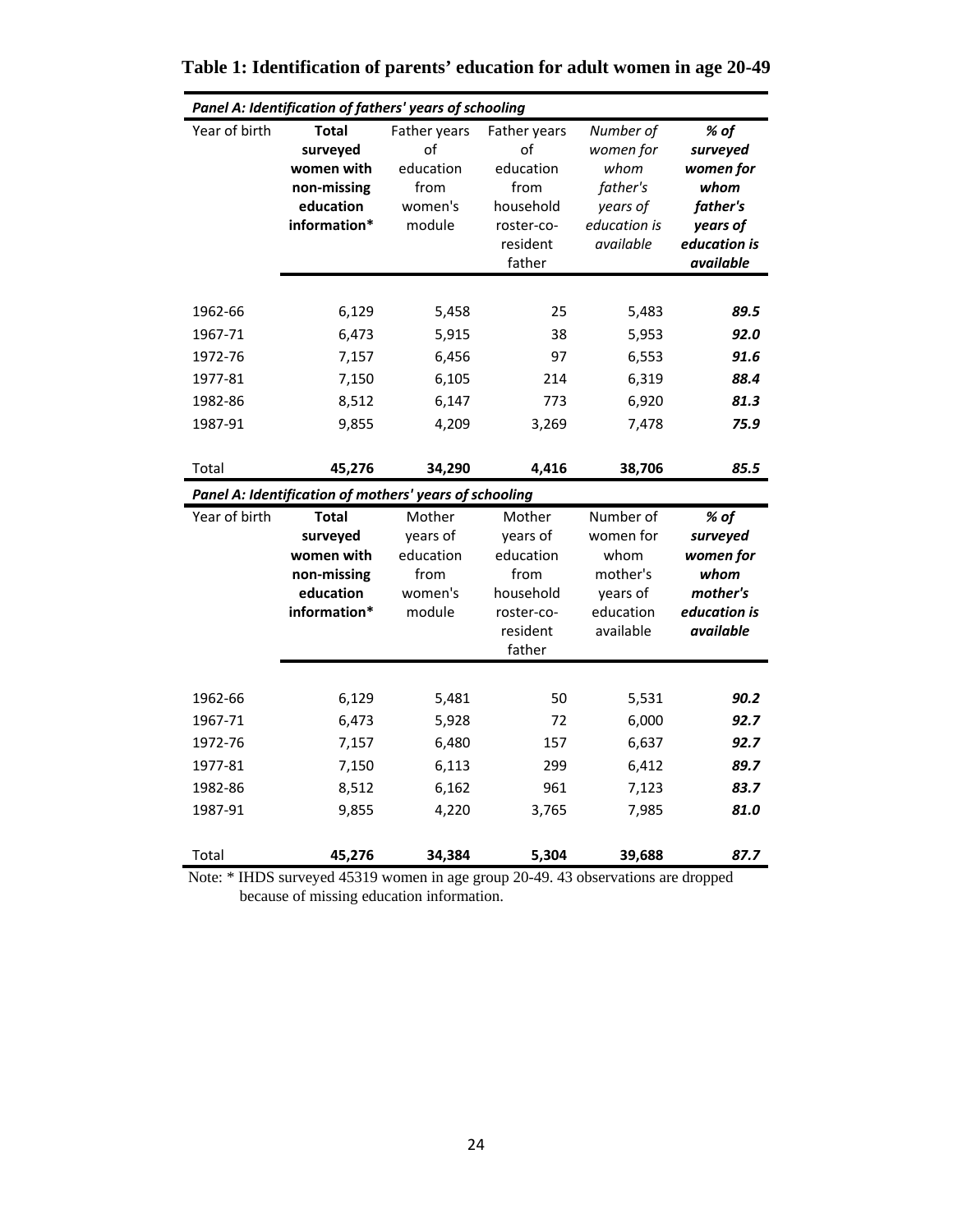# Table 1: Identification of parents' education for adult women in age 20-49

| ***Panel A: Identification of fathers' years of schooling*** | | | | | |
|---|---|---|---|---|---|
| Year of birth | **Total surveyed women with non-missing education information*** | Father years of education from women's module | Father years of education from household roster-co-resident father | *Number of women for whom father's years of education is available* | ***% of surveyed women for whom father's years of education is available*** |
| 1962-66 | 6,129 | 5,458 | 25 | 5,483 | ***89.5*** |
| 1967-71 | 6,473 | 5,915 | 38 | 5,953 | ***92.0*** |
| 1972-76 | 7,157 | 6,456 | 97 | 6,553 | ***91.6*** |
| 1977-81 | 7,150 | 6,105 | 214 | 6,319 | ***88.4*** |
| 1982-86 | 8,512 | 6,147 | 773 | 6,920 | ***81.3*** |
| 1987-91 | 9,855 | 4,209 | 3,269 | 7,478 | ***75.9*** |
| Total | **45,276** | **34,290** | **4,416** | **38,706** | ***85.5*** |

| ***Panel A: Identification of mothers' years of schooling*** | | | | | |
|---|---|---|---|---|---|
| Year of birth | **Total surveyed women with non-missing education information*** | Mother years of education from women's module | Mother years of education from household roster-co-resident father | Number of women for whom mother's years of education available | ***% of surveyed women for whom mother's education is available*** |
| 1962-66 | 6,129 | 5,481 | 50 | 5,531 | ***90.2*** |
| 1967-71 | 6,473 | 5,928 | 72 | 6,000 | ***92.7*** |
| 1972-76 | 7,157 | 6,480 | 157 | 6,637 | ***92.7*** |
| 1977-81 | 7,150 | 6,113 | 299 | 6,412 | ***89.7*** |
| 1982-86 | 8,512 | 6,162 | 961 | 7,123 | ***83.7*** |
| 1987-91 | 9,855 | 4,220 | 3,765 | 7,985 | ***81.0*** |
| Total | **45,276** | **34,384** | **5,304** | **39,688** | ***87.7*** |

Note: * IHDS surveyed 45319 women in age group 20-49. 43 observations are dropped because of missing education information.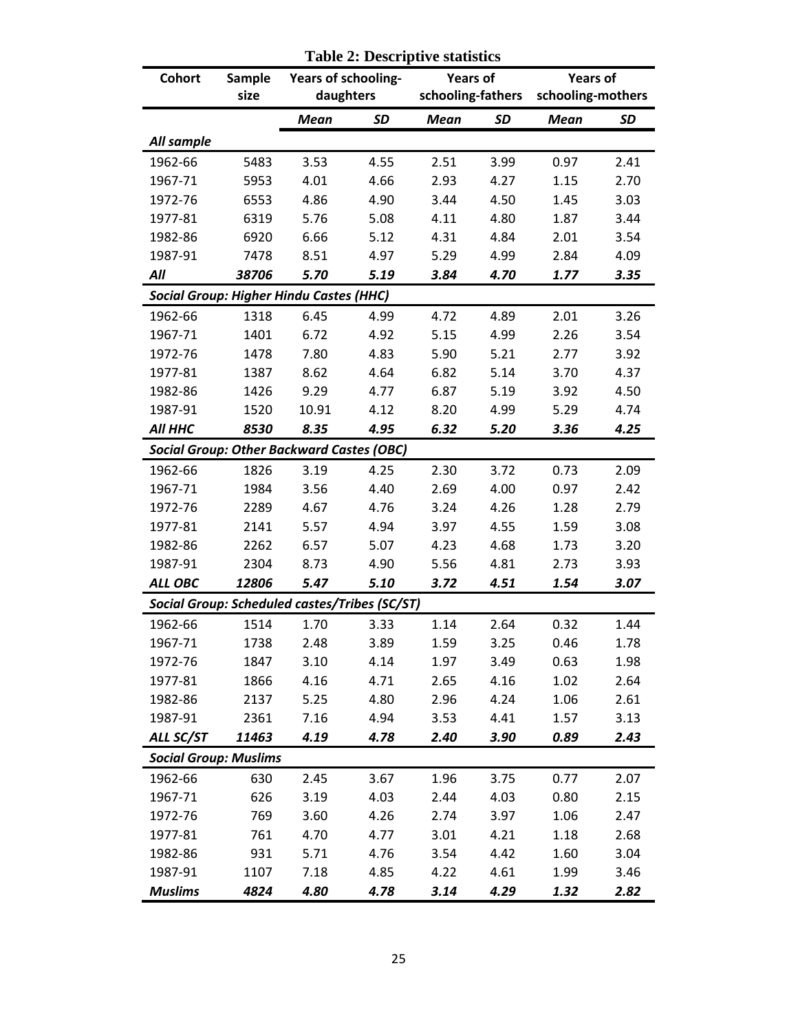**Table 2: Descriptive statistics**

| Cohort | Sample size | Years of schooling-daughters | | Years of schooling-fathers | | Years of schooling-mothers | |
|---|---|---|---|---|---|---|---|
| | | *Mean* | *SD* | *Mean* | *SD* | *Mean* | *SD* |
| ***All sample*** | | | | | | | |
| 1962-66 | 5483 | 3.53 | 4.55 | 2.51 | 3.99 | 0.97 | 2.41 |
| 1967-71 | 5953 | 4.01 | 4.66 | 2.93 | 4.27 | 1.15 | 2.70 |
| 1972-76 | 6553 | 4.86 | 4.90 | 3.44 | 4.50 | 1.45 | 3.03 |
| 1977-81 | 6319 | 5.76 | 5.08 | 4.11 | 4.80 | 1.87 | 3.44 |
| 1982-86 | 6920 | 6.66 | 5.12 | 4.31 | 4.84 | 2.01 | 3.54 |
| 1987-91 | 7478 | 8.51 | 4.97 | 5.29 | 4.99 | 2.84 | 4.09 |
| ***All*** | ***38706*** | ***5.70*** | ***5.19*** | ***3.84*** | ***4.70*** | ***1.77*** | ***3.35*** |
| ***Social Group: Higher Hindu Castes (HHC)*** | | | | | | | |
| 1962-66 | 1318 | 6.45 | 4.99 | 4.72 | 4.89 | 2.01 | 3.26 |
| 1967-71 | 1401 | 6.72 | 4.92 | 5.15 | 4.99 | 2.26 | 3.54 |
| 1972-76 | 1478 | 7.80 | 4.83 | 5.90 | 5.21 | 2.77 | 3.92 |
| 1977-81 | 1387 | 8.62 | 4.64 | 6.82 | 5.14 | 3.70 | 4.37 |
| 1982-86 | 1426 | 9.29 | 4.77 | 6.87 | 5.19 | 3.92 | 4.50 |
| 1987-91 | 1520 | 10.91 | 4.12 | 8.20 | 4.99 | 5.29 | 4.74 |
| ***All HHC*** | ***8530*** | ***8.35*** | ***4.95*** | ***6.32*** | ***5.20*** | ***3.36*** | ***4.25*** |
| ***Social Group: Other Backward Castes (OBC)*** | | | | | | | |
| 1962-66 | 1826 | 3.19 | 4.25 | 2.30 | 3.72 | 0.73 | 2.09 |
| 1967-71 | 1984 | 3.56 | 4.40 | 2.69 | 4.00 | 0.97 | 2.42 |
| 1972-76 | 2289 | 4.67 | 4.76 | 3.24 | 4.26 | 1.28 | 2.79 |
| 1977-81 | 2141 | 5.57 | 4.94 | 3.97 | 4.55 | 1.59 | 3.08 |
| 1982-86 | 2262 | 6.57 | 5.07 | 4.23 | 4.68 | 1.73 | 3.20 |
| 1987-91 | 2304 | 8.73 | 4.90 | 5.56 | 4.81 | 2.73 | 3.93 |
| ***ALL OBC*** | ***12806*** | ***5.47*** | ***5.10*** | ***3.72*** | ***4.51*** | ***1.54*** | ***3.07*** |
| ***Social Group: Scheduled castes/Tribes (SC/ST)*** | | | | | | | |
| 1962-66 | 1514 | 1.70 | 3.33 | 1.14 | 2.64 | 0.32 | 1.44 |
| 1967-71 | 1738 | 2.48 | 3.89 | 1.59 | 3.25 | 0.46 | 1.78 |
| 1972-76 | 1847 | 3.10 | 4.14 | 1.97 | 3.49 | 0.63 | 1.98 |
| 1977-81 | 1866 | 4.16 | 4.71 | 2.65 | 4.16 | 1.02 | 2.64 |
| 1982-86 | 2137 | 5.25 | 4.80 | 2.96 | 4.24 | 1.06 | 2.61 |
| 1987-91 | 2361 | 7.16 | 4.94 | 3.53 | 4.41 | 1.57 | 3.13 |
| ***ALL SC/ST*** | ***11463*** | ***4.19*** | ***4.78*** | ***2.40*** | ***3.90*** | ***0.89*** | ***2.43*** |
| ***Social Group: Muslims*** | | | | | | | |
| 1962-66 | 630 | 2.45 | 3.67 | 1.96 | 3.75 | 0.77 | 2.07 |
| 1967-71 | 626 | 3.19 | 4.03 | 2.44 | 4.03 | 0.80 | 2.15 |
| 1972-76 | 769 | 3.60 | 4.26 | 2.74 | 3.97 | 1.06 | 2.47 |
| 1977-81 | 761 | 4.70 | 4.77 | 3.01 | 4.21 | 1.18 | 2.68 |
| 1982-86 | 931 | 5.71 | 4.76 | 3.54 | 4.42 | 1.60 | 3.04 |
| 1987-91 | 1107 | 7.18 | 4.85 | 4.22 | 4.61 | 1.99 | 3.46 |
| ***Muslims*** | ***4824*** | ***4.80*** | ***4.78*** | ***3.14*** | ***4.29*** | ***1.32*** | ***2.82*** |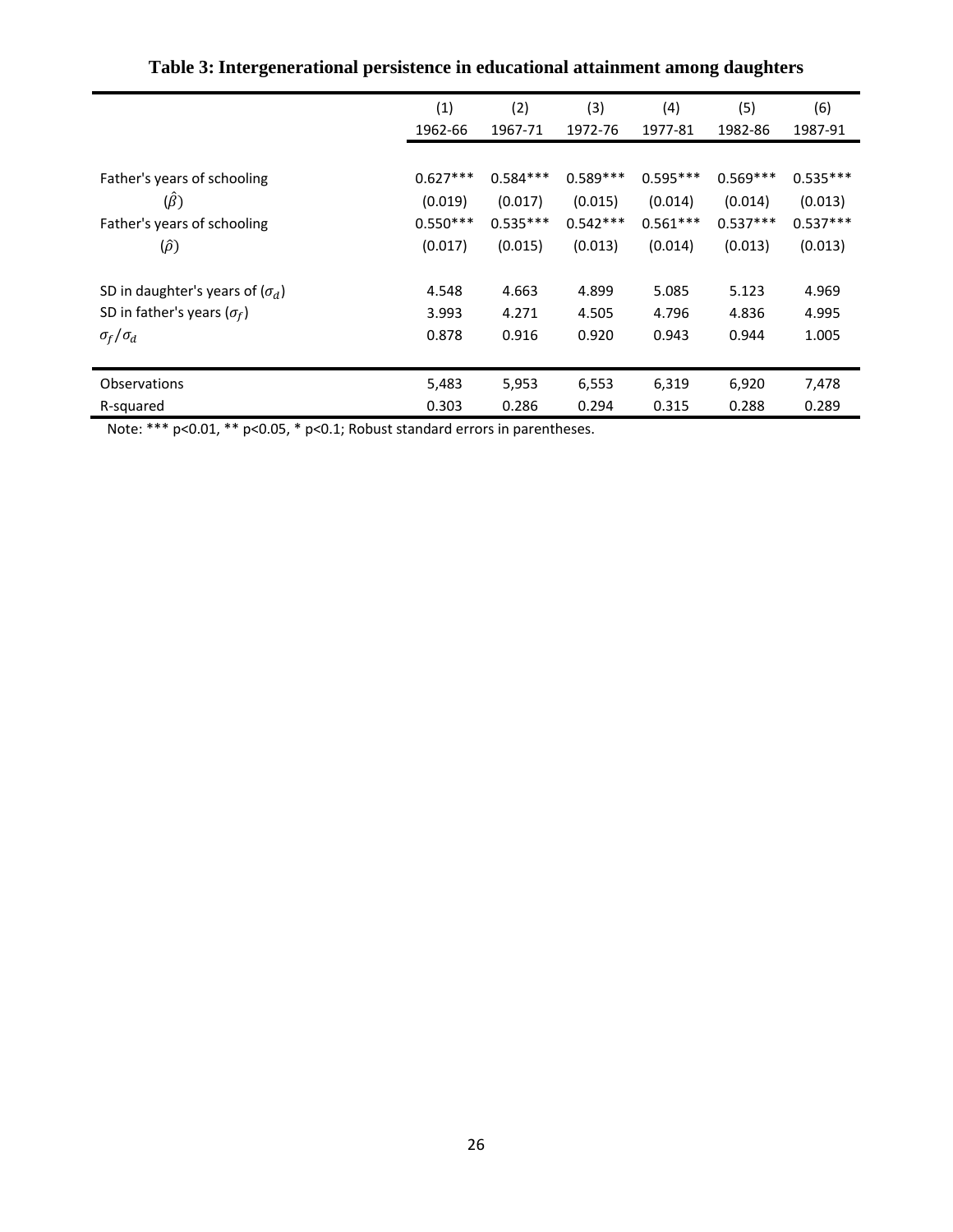**Table 3: Intergenerational persistence in educational attainment among daughters**

| | (1) | (2) | (3) | (4) | (5) | (6) |
|---|---|---|---|---|---|---|
| | 1962-66 | 1967-71 | 1972-76 | 1977-81 | 1982-86 | 1987-91 |
| Father's years of schooling | 0.627*** | 0.584*** | 0.589*** | 0.595*** | 0.569*** | 0.535*** |
| ($\hat{\beta}$) | (0.019) | (0.017) | (0.015) | (0.014) | (0.014) | (0.013) |
| Father's years of schooling | 0.550*** | 0.535*** | 0.542*** | 0.561*** | 0.537*** | 0.537*** |
| ($\hat{\rho}$) | (0.017) | (0.015) | (0.013) | (0.014) | (0.013) | (0.013) |
| SD in daughter's years of ($\sigma_d$) | 4.548 | 4.663 | 4.899 | 5.085 | 5.123 | 4.969 |
| SD in father's years ($\sigma_f$) | 3.993 | 4.271 | 4.505 | 4.796 | 4.836 | 4.995 |
| $\sigma_f/\sigma_d$ | 0.878 | 0.916 | 0.920 | 0.943 | 0.944 | 1.005 |
| Observations | 5,483 | 5,953 | 6,553 | 6,319 | 6,920 | 7,478 |
| R-squared | 0.303 | 0.286 | 0.294 | 0.315 | 0.288 | 0.289 |

Note: *** p<0.01, ** p<0.05, * p<0.1; Robust standard errors in parentheses.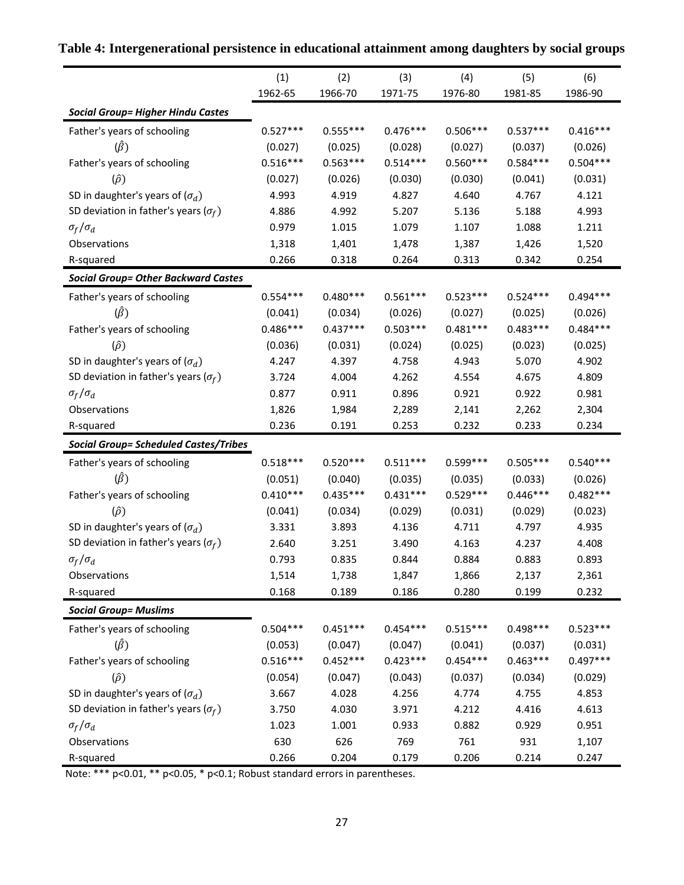**Table 4: Intergenerational persistence in educational attainment among daughters by social groups**

| | (1) | (2) | (3) | (4) | (5) | (6) |
|---|---|---|---|---|---|---|
| | 1962-65 | 1966-70 | 1971-75 | 1976-80 | 1981-85 | 1986-90 |
| ***Social Group= Higher Hindu Castes*** | | | | | | |
| Father's years of schooling | 0.527*** | 0.555*** | 0.476*** | 0.506*** | 0.537*** | 0.416*** |
| $(\hat{\beta})$ | (0.027) | (0.025) | (0.028) | (0.027) | (0.037) | (0.026) |
| Father's years of schooling | 0.516*** | 0.563*** | 0.514*** | 0.560*** | 0.584*** | 0.504*** |
| $(\hat{\rho})$ | (0.027) | (0.026) | (0.030) | (0.030) | (0.041) | (0.031) |
| SD in daughter's years of $(\sigma_d)$ | 4.993 | 4.919 | 4.827 | 4.640 | 4.767 | 4.121 |
| SD deviation in father's years $(\sigma_f)$ | 4.886 | 4.992 | 5.207 | 5.136 | 5.188 | 4.993 |
| $\sigma_f/\sigma_d$ | 0.979 | 1.015 | 1.079 | 1.107 | 1.088 | 1.211 |
| Observations | 1,318 | 1,401 | 1,478 | 1,387 | 1,426 | 1,520 |
| R-squared | 0.266 | 0.318 | 0.264 | 0.313 | 0.342 | 0.254 |
| ***Social Group= Other Backward Castes*** | | | | | | |
| Father's years of schooling | 0.554*** | 0.480*** | 0.561*** | 0.523*** | 0.524*** | 0.494*** |
| $(\hat{\beta})$ | (0.041) | (0.034) | (0.026) | (0.027) | (0.025) | (0.026) |
| Father's years of schooling | 0.486*** | 0.437*** | 0.503*** | 0.481*** | 0.483*** | 0.484*** |
| $(\hat{\rho})$ | (0.036) | (0.031) | (0.024) | (0.025) | (0.023) | (0.025) |
| SD in daughter's years of $(\sigma_d)$ | 4.247 | 4.397 | 4.758 | 4.943 | 5.070 | 4.902 |
| SD deviation in father's years $(\sigma_f)$ | 3.724 | 4.004 | 4.262 | 4.554 | 4.675 | 4.809 |
| $\sigma_f/\sigma_d$ | 0.877 | 0.911 | 0.896 | 0.921 | 0.922 | 0.981 |
| Observations | 1,826 | 1,984 | 2,289 | 2,141 | 2,262 | 2,304 |
| R-squared | 0.236 | 0.191 | 0.253 | 0.232 | 0.233 | 0.234 |
| ***Social Group= Scheduled Castes/Tribes*** | | | | | | |
| Father's years of schooling | 0.518*** | 0.520*** | 0.511*** | 0.599*** | 0.505*** | 0.540*** |
| $(\hat{\beta})$ | (0.051) | (0.040) | (0.035) | (0.035) | (0.033) | (0.026) |
| Father's years of schooling | 0.410*** | 0.435*** | 0.431*** | 0.529*** | 0.446*** | 0.482*** |
| $(\hat{\rho})$ | (0.041) | (0.034) | (0.029) | (0.031) | (0.029) | (0.023) |
| SD in daughter's years of $(\sigma_d)$ | 3.331 | 3.893 | 4.136 | 4.711 | 4.797 | 4.935 |
| SD deviation in father's years $(\sigma_f)$ | 2.640 | 3.251 | 3.490 | 4.163 | 4.237 | 4.408 |
| $\sigma_f/\sigma_d$ | 0.793 | 0.835 | 0.844 | 0.884 | 0.883 | 0.893 |
| Observations | 1,514 | 1,738 | 1,847 | 1,866 | 2,137 | 2,361 |
| R-squared | 0.168 | 0.189 | 0.186 | 0.280 | 0.199 | 0.232 |
| ***Social Group= Muslims*** | | | | | | |
| Father's years of schooling | 0.504*** | 0.451*** | 0.454*** | 0.515*** | 0.498*** | 0.523*** |
| $(\hat{\beta})$ | (0.053) | (0.047) | (0.047) | (0.041) | (0.037) | (0.031) |
| Father's years of schooling | 0.516*** | 0.452*** | 0.423*** | 0.454*** | 0.463*** | 0.497*** |
| $(\hat{\rho})$ | (0.054) | (0.047) | (0.043) | (0.037) | (0.034) | (0.029) |
| SD in daughter's years of $(\sigma_d)$ | 3.667 | 4.028 | 4.256 | 4.774 | 4.755 | 4.853 |
| SD deviation in father's years $(\sigma_f)$ | 3.750 | 4.030 | 3.971 | 4.212 | 4.416 | 4.613 |
| $\sigma_f/\sigma_d$ | 1.023 | 1.001 | 0.933 | 0.882 | 0.929 | 0.951 |
| Observations | 630 | 626 | 769 | 761 | 931 | 1,107 |
| R-squared | 0.266 | 0.204 | 0.179 | 0.206 | 0.214 | 0.247 |

Note: *** p<0.01, ** p<0.05, * p<0.1; Robust standard errors in parentheses.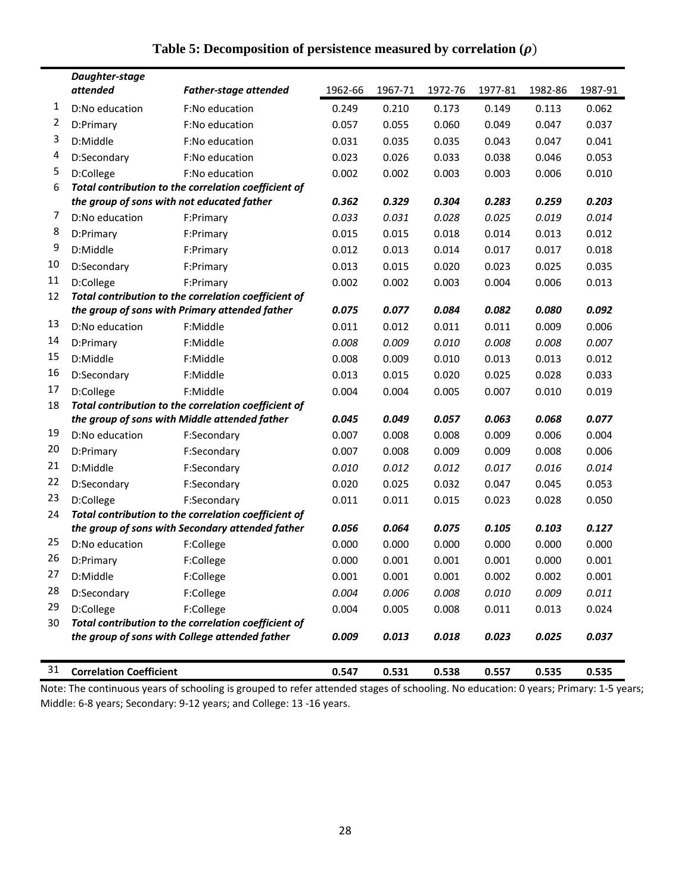# Table 5: Decomposition of persistence measured by correlation ($\rho$)

| | *Daughter-stage attended* | *Father-stage attended* | 1962-66 | 1967-71 | 1972-76 | 1977-81 | 1982-86 | 1987-91 |
|---|---|---|---|---|---|---|---|---|
| 1 | D:No education | F:No education | 0.249 | 0.210 | 0.173 | 0.149 | 0.113 | 0.062 |
| 2 | D:Primary | F:No education | 0.057 | 0.055 | 0.060 | 0.049 | 0.047 | 0.037 |
| 3 | D:Middle | F:No education | 0.031 | 0.035 | 0.035 | 0.043 | 0.047 | 0.041 |
| 4 | D:Secondary | F:No education | 0.023 | 0.026 | 0.033 | 0.038 | 0.046 | 0.053 |
| 5 | D:College | F:No education | 0.002 | 0.002 | 0.003 | 0.003 | 0.006 | 0.010 |
| 6 | ***Total contribution to the correlation coefficient of the group of sons with not educated father*** | | ***0.362*** | ***0.329*** | ***0.304*** | ***0.283*** | ***0.259*** | ***0.203*** |
| 7 | D:No education | F:Primary | *0.033* | *0.031* | *0.028* | *0.025* | *0.019* | *0.014* |
| 8 | D:Primary | F:Primary | 0.015 | 0.015 | 0.018 | 0.014 | 0.013 | 0.012 |
| 9 | D:Middle | F:Primary | 0.012 | 0.013 | 0.014 | 0.017 | 0.017 | 0.018 |
| 10 | D:Secondary | F:Primary | 0.013 | 0.015 | 0.020 | 0.023 | 0.025 | 0.035 |
| 11 | D:College | F:Primary | 0.002 | 0.002 | 0.003 | 0.004 | 0.006 | 0.013 |
| 12 | ***Total contribution to the correlation coefficient of the group of sons with Primary attended father*** | | ***0.075*** | ***0.077*** | ***0.084*** | ***0.082*** | ***0.080*** | ***0.092*** |
| 13 | D:No education | F:Middle | 0.011 | 0.012 | 0.011 | 0.011 | 0.009 | 0.006 |
| 14 | D:Primary | F:Middle | *0.008* | *0.009* | *0.010* | *0.008* | *0.008* | *0.007* |
| 15 | D:Middle | F:Middle | 0.008 | 0.009 | 0.010 | 0.013 | 0.013 | 0.012 |
| 16 | D:Secondary | F:Middle | 0.013 | 0.015 | 0.020 | 0.025 | 0.028 | 0.033 |
| 17 | D:College | F:Middle | 0.004 | 0.004 | 0.005 | 0.007 | 0.010 | 0.019 |
| 18 | ***Total contribution to the correlation coefficient of the group of sons with Middle attended father*** | | ***0.045*** | ***0.049*** | ***0.057*** | ***0.063*** | ***0.068*** | ***0.077*** |
| 19 | D:No education | F:Secondary | 0.007 | 0.008 | 0.008 | 0.009 | 0.006 | 0.004 |
| 20 | D:Primary | F:Secondary | 0.007 | 0.008 | 0.009 | 0.009 | 0.008 | 0.006 |
| 21 | D:Middle | F:Secondary | *0.010* | *0.012* | *0.012* | *0.017* | *0.016* | *0.014* |
| 22 | D:Secondary | F:Secondary | 0.020 | 0.025 | 0.032 | 0.047 | 0.045 | 0.053 |
| 23 | D:College | F:Secondary | 0.011 | 0.011 | 0.015 | 0.023 | 0.028 | 0.050 |
| 24 | ***Total contribution to the correlation coefficient of the group of sons with Secondary attended father*** | | ***0.056*** | ***0.064*** | ***0.075*** | ***0.105*** | ***0.103*** | ***0.127*** |
| 25 | D:No education | F:College | 0.000 | 0.000 | 0.000 | 0.000 | 0.000 | 0.000 |
| 26 | D:Primary | F:College | 0.000 | 0.001 | 0.001 | 0.001 | 0.000 | 0.001 |
| 27 | D:Middle | F:College | 0.001 | 0.001 | 0.001 | 0.002 | 0.002 | 0.001 |
| 28 | D:Secondary | F:College | *0.004* | *0.006* | *0.008* | *0.010* | *0.009* | *0.011* |
| 29 | D:College | F:College | 0.004 | 0.005 | 0.008 | 0.011 | 0.013 | 0.024 |
| 30 | ***Total contribution to the correlation coefficient of the group of sons with College attended father*** | | ***0.009*** | ***0.013*** | ***0.018*** | ***0.023*** | ***0.025*** | ***0.037*** |
| 31 | **Correlation Coefficient** | | **0.547** | **0.531** | **0.538** | **0.557** | **0.535** | **0.535** |

Note: The continuous years of schooling is grouped to refer attended stages of schooling. No education: 0 years; Primary: 1-5 years; Middle: 6-8 years; Secondary: 9-12 years; and College: 13 -16 years.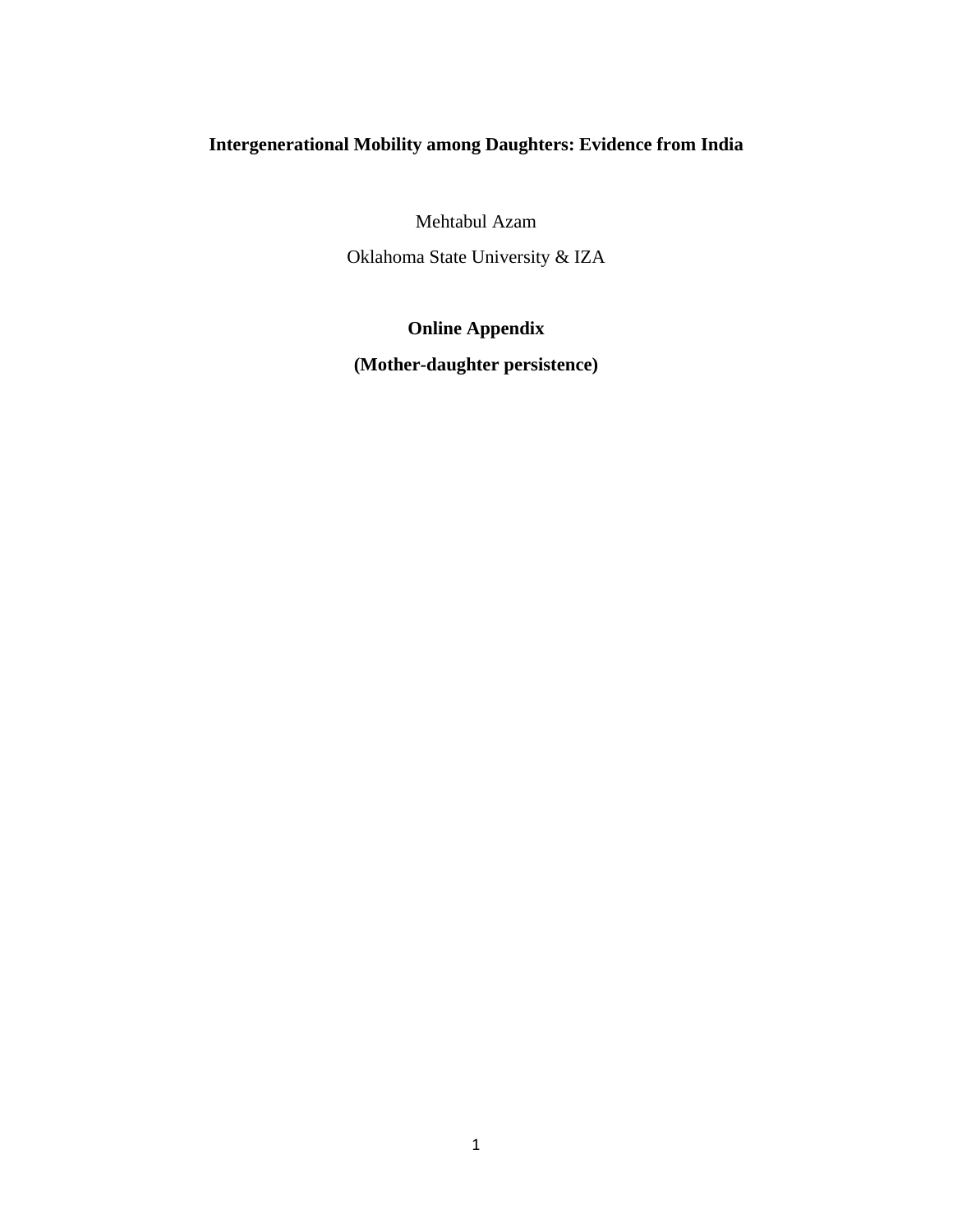**Intergenerational Mobility among Daughters: Evidence from India**

Mehtabul Azam

Oklahoma State University & IZA

**Online Appendix**

**(Mother-daughter persistence)**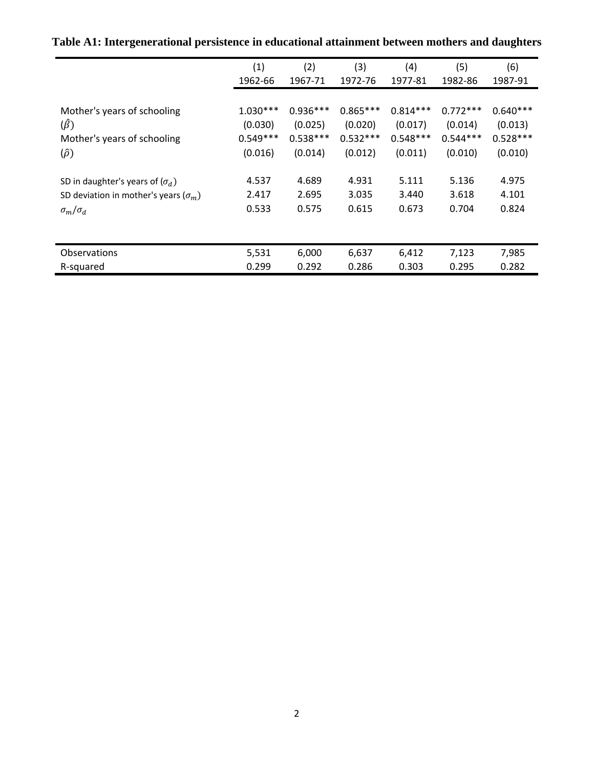**Table A1: Intergenerational persistence in educational attainment between mothers and daughters**

| | (1) | (2) | (3) | (4) | (5) | (6) |
|---|---|---|---|---|---|---|
| | 1962-66 | 1967-71 | 1972-76 | 1977-81 | 1982-86 | 1987-91 |
| Mother's years of schooling | 1.030*** | 0.936*** | 0.865*** | 0.814*** | 0.772*** | 0.640*** |
| ($\hat{\beta}$) | (0.030) | (0.025) | (0.020) | (0.017) | (0.014) | (0.013) |
| Mother's years of schooling | 0.549*** | 0.538*** | 0.532*** | 0.548*** | 0.544*** | 0.528*** |
| ($\hat{\rho}$) | (0.016) | (0.014) | (0.012) | (0.011) | (0.010) | (0.010) |
| SD in daughter's years of ($\sigma_d$) | 4.537 | 4.689 | 4.931 | 5.111 | 5.136 | 4.975 |
| SD deviation in mother's years ($\sigma_m$) | 2.417 | 2.695 | 3.035 | 3.440 | 3.618 | 4.101 |
| $\sigma_m/\sigma_d$ | 0.533 | 0.575 | 0.615 | 0.673 | 0.704 | 0.824 |
| Observations | 5,531 | 6,000 | 6,637 | 6,412 | 7,123 | 7,985 |
| R-squared | 0.299 | 0.292 | 0.286 | 0.303 | 0.295 | 0.282 |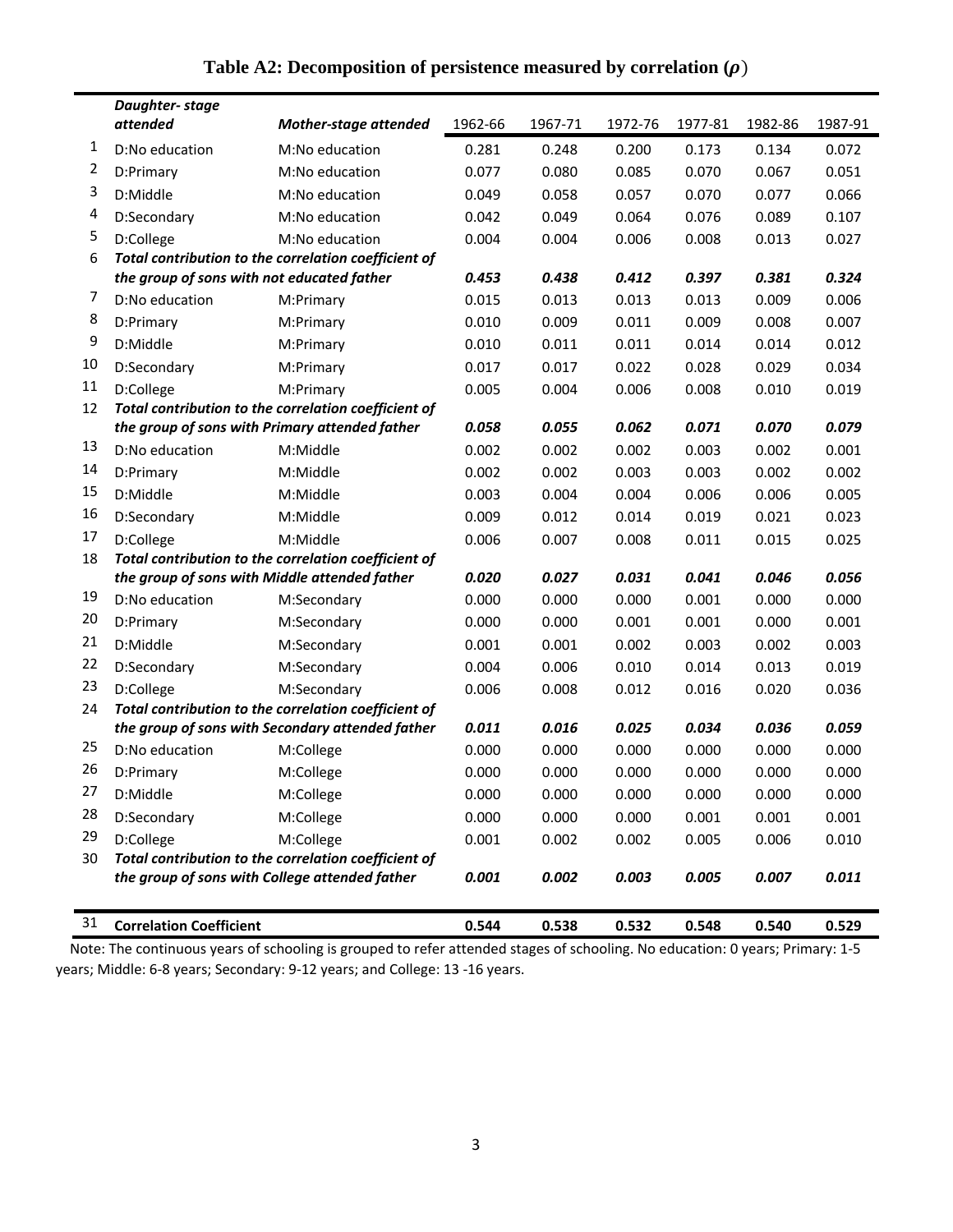## Table A2: Decomposition of persistence measured by correlation ($\rho$)

| | *Daughter- stage attended* | *Mother-stage attended* | 1962-66 | 1967-71 | 1972-76 | 1977-81 | 1982-86 | 1987-91 |
|---|---|---|---|---|---|---|---|---|
| 1 | D:No education | M:No education | 0.281 | 0.248 | 0.200 | 0.173 | 0.134 | 0.072 |
| 2 | D:Primary | M:No education | 0.077 | 0.080 | 0.085 | 0.070 | 0.067 | 0.051 |
| 3 | D:Middle | M:No education | 0.049 | 0.058 | 0.057 | 0.070 | 0.077 | 0.066 |
| 4 | D:Secondary | M:No education | 0.042 | 0.049 | 0.064 | 0.076 | 0.089 | 0.107 |
| 5 | D:College | M:No education | 0.004 | 0.004 | 0.006 | 0.008 | 0.013 | 0.027 |
| 6 | ***Total contribution to the correlation coefficient of the group of sons with not educated father*** | | ***0.453*** | ***0.438*** | ***0.412*** | ***0.397*** | ***0.381*** | ***0.324*** |
| 7 | D:No education | M:Primary | 0.015 | 0.013 | 0.013 | 0.013 | 0.009 | 0.006 |
| 8 | D:Primary | M:Primary | 0.010 | 0.009 | 0.011 | 0.009 | 0.008 | 0.007 |
| 9 | D:Middle | M:Primary | 0.010 | 0.011 | 0.011 | 0.014 | 0.014 | 0.012 |
| 10 | D:Secondary | M:Primary | 0.017 | 0.017 | 0.022 | 0.028 | 0.029 | 0.034 |
| 11 | D:College | M:Primary | 0.005 | 0.004 | 0.006 | 0.008 | 0.010 | 0.019 |
| 12 | ***Total contribution to the correlation coefficient of the group of sons with Primary attended father*** | | ***0.058*** | ***0.055*** | ***0.062*** | ***0.071*** | ***0.070*** | ***0.079*** |
| 13 | D:No education | M:Middle | 0.002 | 0.002 | 0.002 | 0.003 | 0.002 | 0.001 |
| 14 | D:Primary | M:Middle | 0.002 | 0.002 | 0.003 | 0.003 | 0.002 | 0.002 |
| 15 | D:Middle | M:Middle | 0.003 | 0.004 | 0.004 | 0.006 | 0.006 | 0.005 |
| 16 | D:Secondary | M:Middle | 0.009 | 0.012 | 0.014 | 0.019 | 0.021 | 0.023 |
| 17 | D:College | M:Middle | 0.006 | 0.007 | 0.008 | 0.011 | 0.015 | 0.025 |
| 18 | ***Total contribution to the correlation coefficient of the group of sons with Middle attended father*** | | ***0.020*** | ***0.027*** | ***0.031*** | ***0.041*** | ***0.046*** | ***0.056*** |
| 19 | D:No education | M:Secondary | 0.000 | 0.000 | 0.000 | 0.001 | 0.000 | 0.000 |
| 20 | D:Primary | M:Secondary | 0.000 | 0.000 | 0.001 | 0.001 | 0.000 | 0.001 |
| 21 | D:Middle | M:Secondary | 0.001 | 0.001 | 0.002 | 0.003 | 0.002 | 0.003 |
| 22 | D:Secondary | M:Secondary | 0.004 | 0.006 | 0.010 | 0.014 | 0.013 | 0.019 |
| 23 | D:College | M:Secondary | 0.006 | 0.008 | 0.012 | 0.016 | 0.020 | 0.036 |
| 24 | ***Total contribution to the correlation coefficient of the group of sons with Secondary attended father*** | | ***0.011*** | ***0.016*** | ***0.025*** | ***0.034*** | ***0.036*** | ***0.059*** |
| 25 | D:No education | M:College | 0.000 | 0.000 | 0.000 | 0.000 | 0.000 | 0.000 |
| 26 | D:Primary | M:College | 0.000 | 0.000 | 0.000 | 0.000 | 0.000 | 0.000 |
| 27 | D:Middle | M:College | 0.000 | 0.000 | 0.000 | 0.000 | 0.000 | 0.000 |
| 28 | D:Secondary | M:College | 0.000 | 0.000 | 0.000 | 0.001 | 0.001 | 0.001 |
| 29 | D:College | M:College | 0.001 | 0.002 | 0.002 | 0.005 | 0.006 | 0.010 |
| 30 | ***Total contribution to the correlation coefficient of the group of sons with College attended father*** | | ***0.001*** | ***0.002*** | ***0.003*** | ***0.005*** | ***0.007*** | ***0.011*** |
| 31 | **Correlation Coefficient** | | **0.544** | **0.538** | **0.532** | **0.548** | **0.540** | **0.529** |

Note: The continuous years of schooling is grouped to refer attended stages of schooling. No education: 0 years; Primary: 1-5 years; Middle: 6-8 years; Secondary: 9-12 years; and College: 13 -16 years.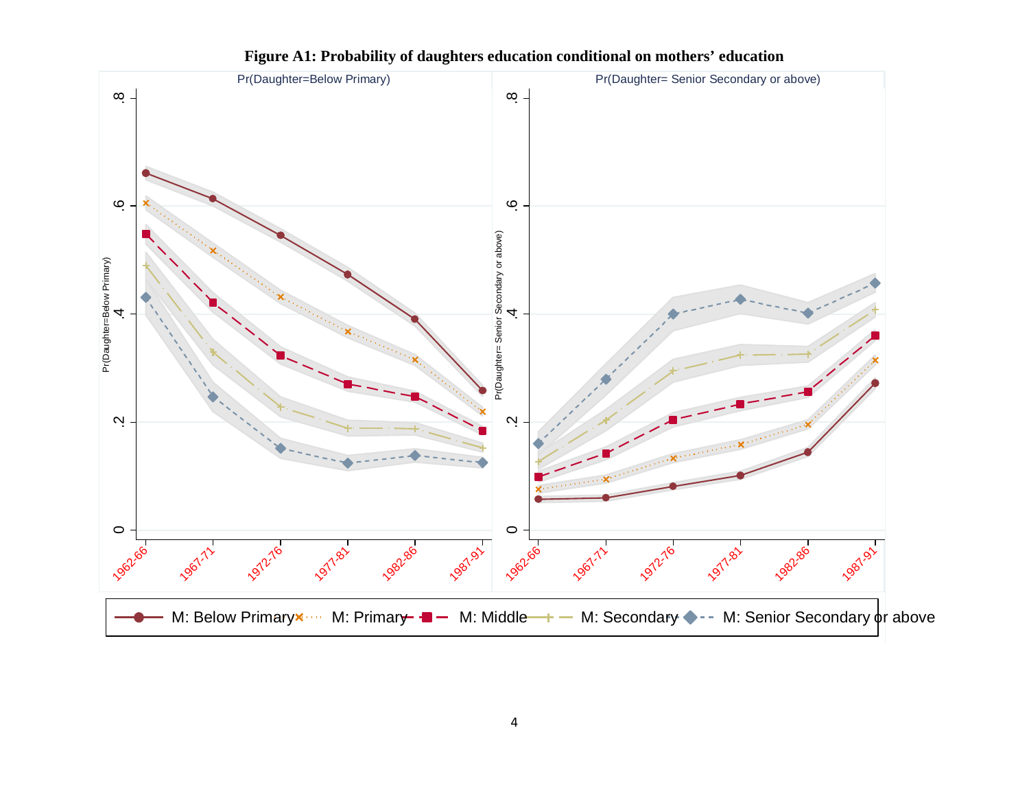**Figure A1: Probability of daughters education conditional on mothers' education**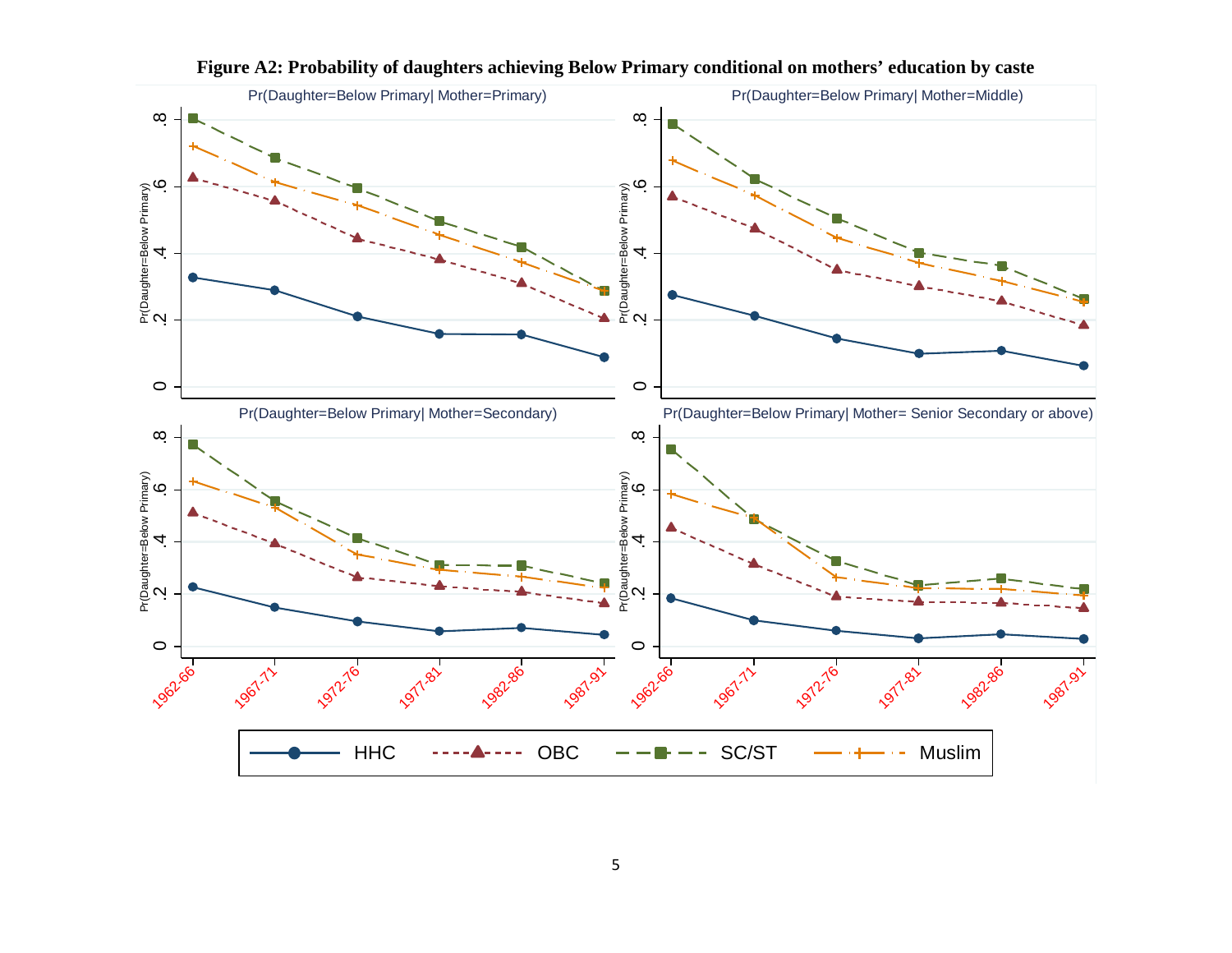**Figure A2: Probability of daughters achieving Below Primary conditional on mothers' education by caste**

Pr(Daughter=Below Primary| Mother=Primary)

Pr(Daughter=Below Primary| Mother=Middle)

Pr(Daughter=Below Primary| Mother=Secondary)

Pr(Daughter=Below Primary| Mother= Senior Secondary or above)

HHC — OBC — SC/ST — Muslim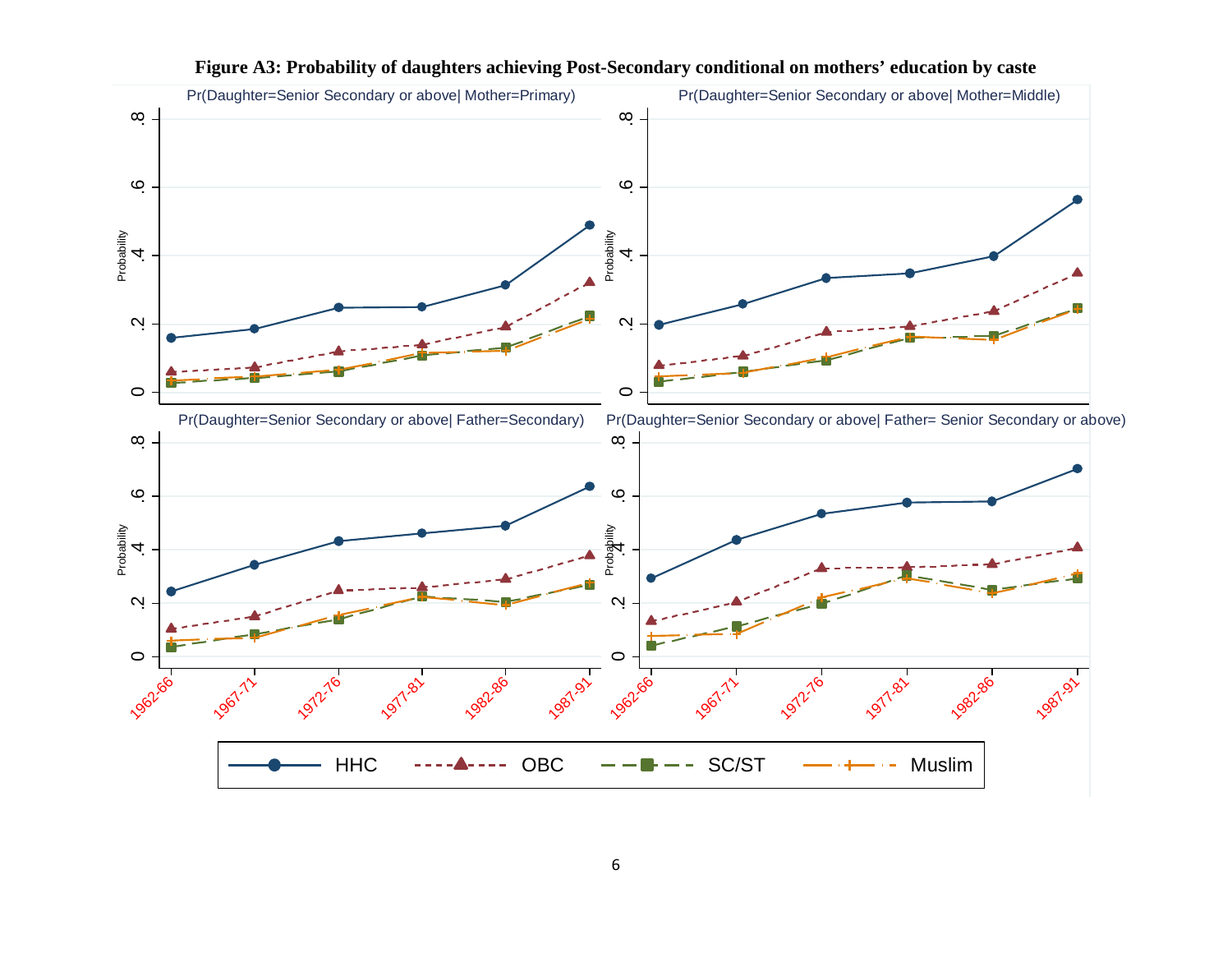**Figure A3: Probability of daughters achieving Post-Secondary conditional on mothers' education by caste**

Pr(Daughter=Senior Secondary or above| Mother=Primary)

Pr(Daughter=Senior Secondary or above| Mother=Middle)

Pr(Daughter=Senior Secondary or above| Father=Secondary)

Pr(Daughter=Senior Secondary or above| Father= Senior Secondary or above)

Probability

0 .2 .4 .6 .8

1962-66 1967-71 1972-76 1977-81 1982-86 1987-91

HHC OBC SC/ST Muslim